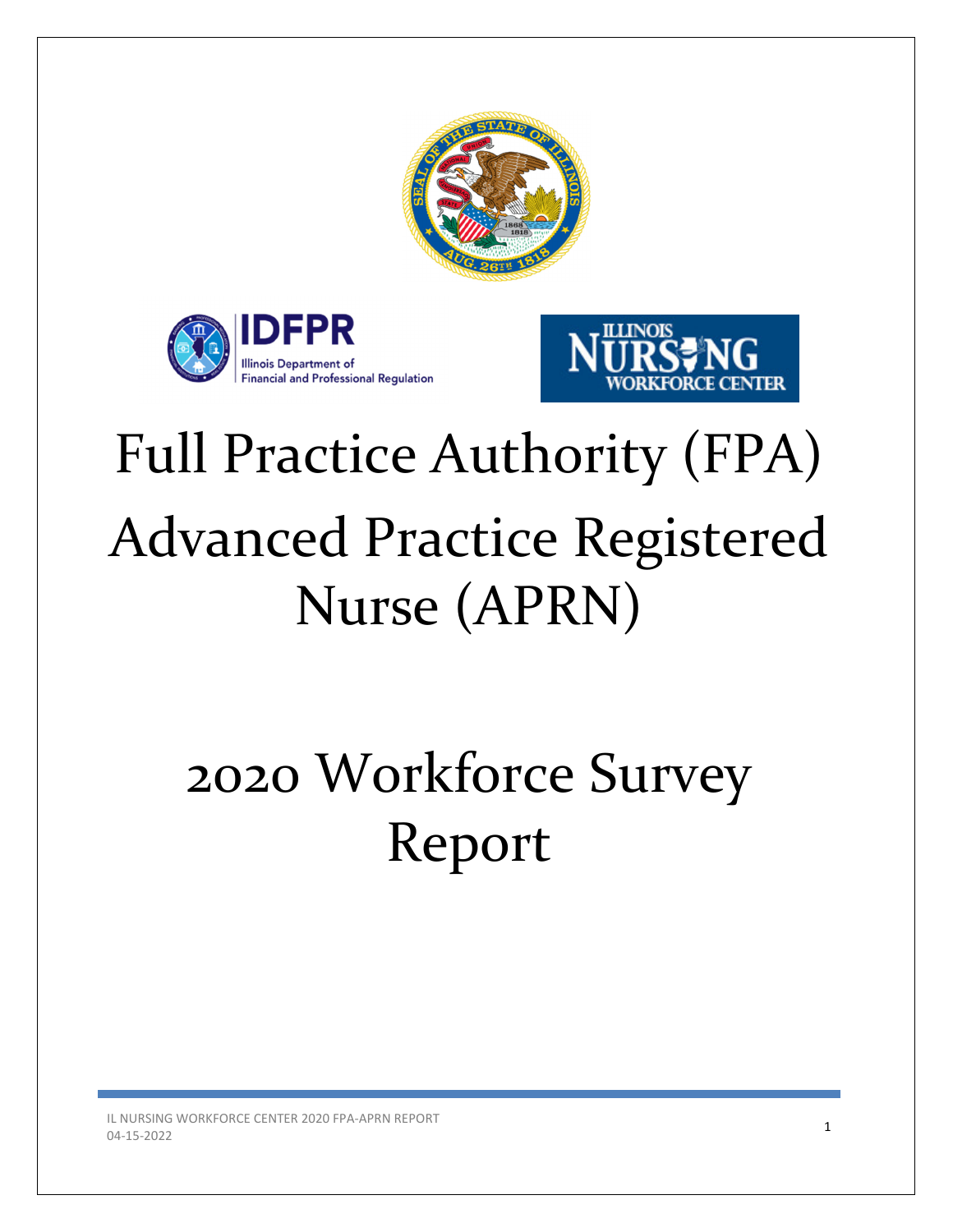# Full Practice Authority (FPA) Advanced Practice Registered Nurse (APRN)

# 2020 Workforce Survey Report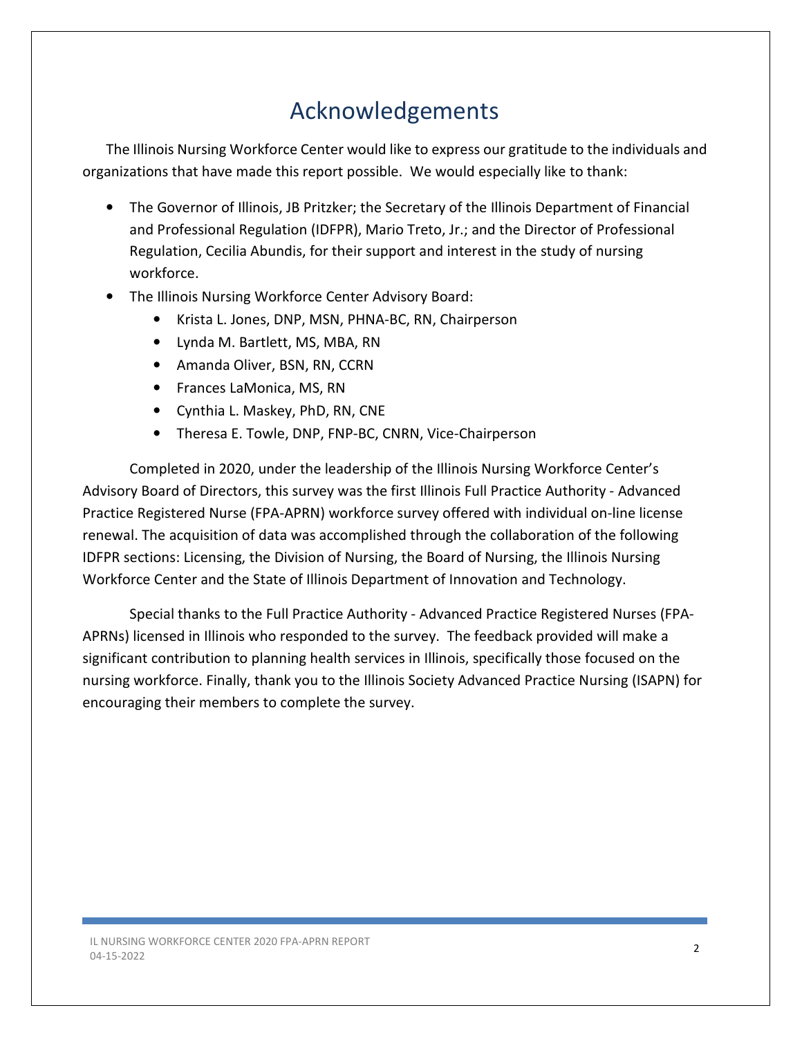# Acknowledgements

The Illinois Nursing Workforce Center would like to express our gratitude to the individuals and organizations that have made this report possible. We would especially like to thank:

- The Governor of Illinois, JB Pritzker; the Secretary of the Illinois Department of Financial and Professional Regulation (IDFPR), Mario Treto, Jr.; and the Director of Professional Regulation, Cecilia Abundis, for their support and interest in the study of nursing workforce.
- The Illinois Nursing Workforce Center Advisory Board:
  - Krista L. Jones, DNP, MSN, PHNA-BC, RN, Chairperson
  - Lynda M. Bartlett, MS, MBA, RN
  - Amanda Oliver, BSN, RN, CCRN
  - Frances LaMonica, MS, RN
  - Cynthia L. Maskey, PhD, RN, CNE
  - Theresa E. Towle, DNP, FNP-BC, CNRN, Vice-Chairperson

Completed in 2020, under the leadership of the Illinois Nursing Workforce Center's Advisory Board of Directors, this survey was the first Illinois Full Practice Authority - Advanced Practice Registered Nurse (FPA-APRN) workforce survey offered with individual on-line license renewal. The acquisition of data was accomplished through the collaboration of the following IDFPR sections: Licensing, the Division of Nursing, the Board of Nursing, the Illinois Nursing Workforce Center and the State of Illinois Department of Innovation and Technology.

Special thanks to the Full Practice Authority - Advanced Practice Registered Nurses (FPA-APRNs) licensed in Illinois who responded to the survey. The feedback provided will make a significant contribution to planning health services in Illinois, specifically those focused on the nursing workforce. Finally, thank you to the Illinois Society Advanced Practice Nursing (ISAPN) for encouraging their members to complete the survey.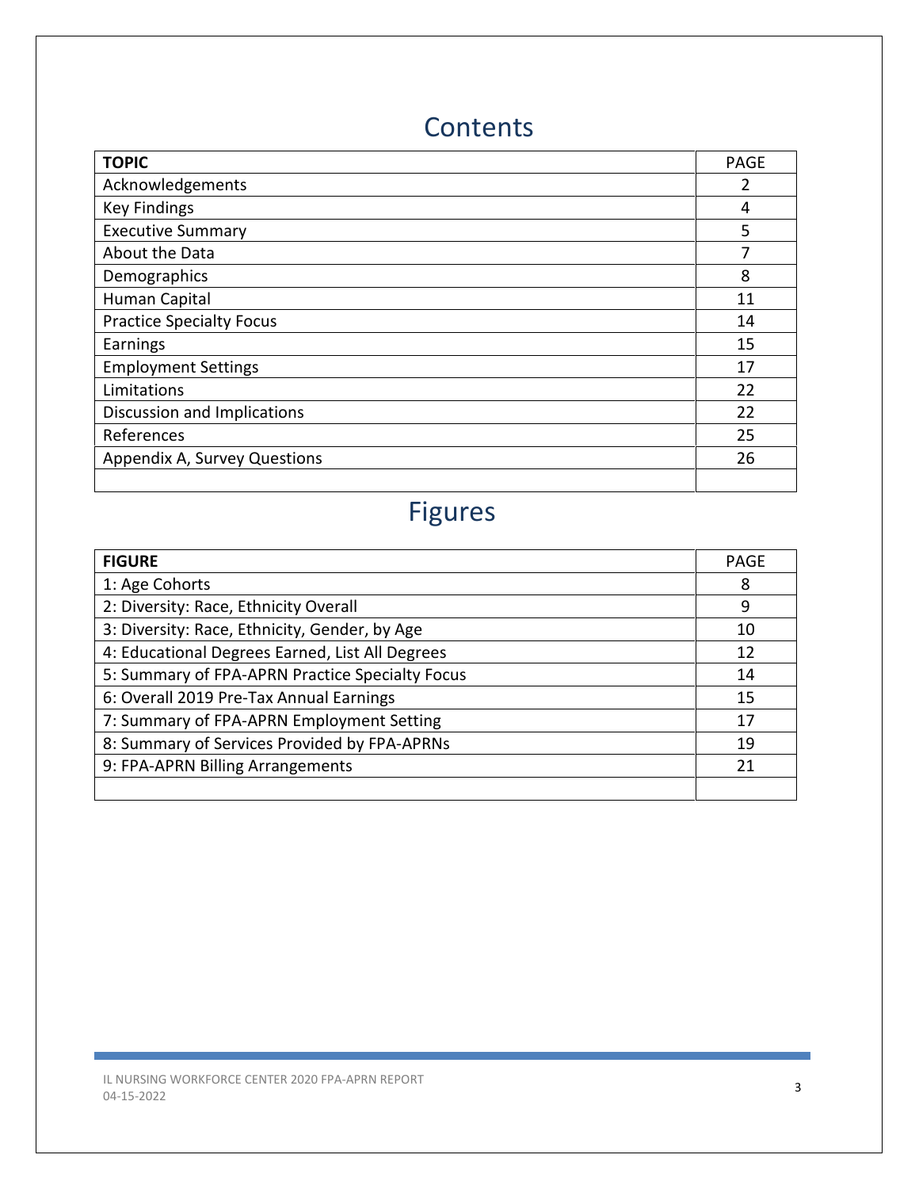# Contents

| TOPIC | PAGE |
|---|---|
| Acknowledgements | 2 |
| Key Findings | 4 |
| Executive Summary | 5 |
| About the Data | 7 |
| Demographics | 8 |
| Human Capital | 11 |
| Practice Specialty Focus | 14 |
| Earnings | 15 |
| Employment Settings | 17 |
| Limitations | 22 |
| Discussion and Implications | 22 |
| References | 25 |
| Appendix A, Survey Questions | 26 |
| | |

# Figures

| FIGURE | PAGE |
|---|---|
| 1: Age Cohorts | 8 |
| 2: Diversity: Race, Ethnicity Overall | 9 |
| 3: Diversity: Race, Ethnicity, Gender, by Age | 10 |
| 4: Educational Degrees Earned, List All Degrees | 12 |
| 5: Summary of FPA-APRN Practice Specialty Focus | 14 |
| 6: Overall 2019 Pre-Tax Annual Earnings | 15 |
| 7: Summary of FPA-APRN Employment Setting | 17 |
| 8: Summary of Services Provided by FPA-APRNs | 19 |
| 9: FPA-APRN Billing Arrangements | 21 |
| | |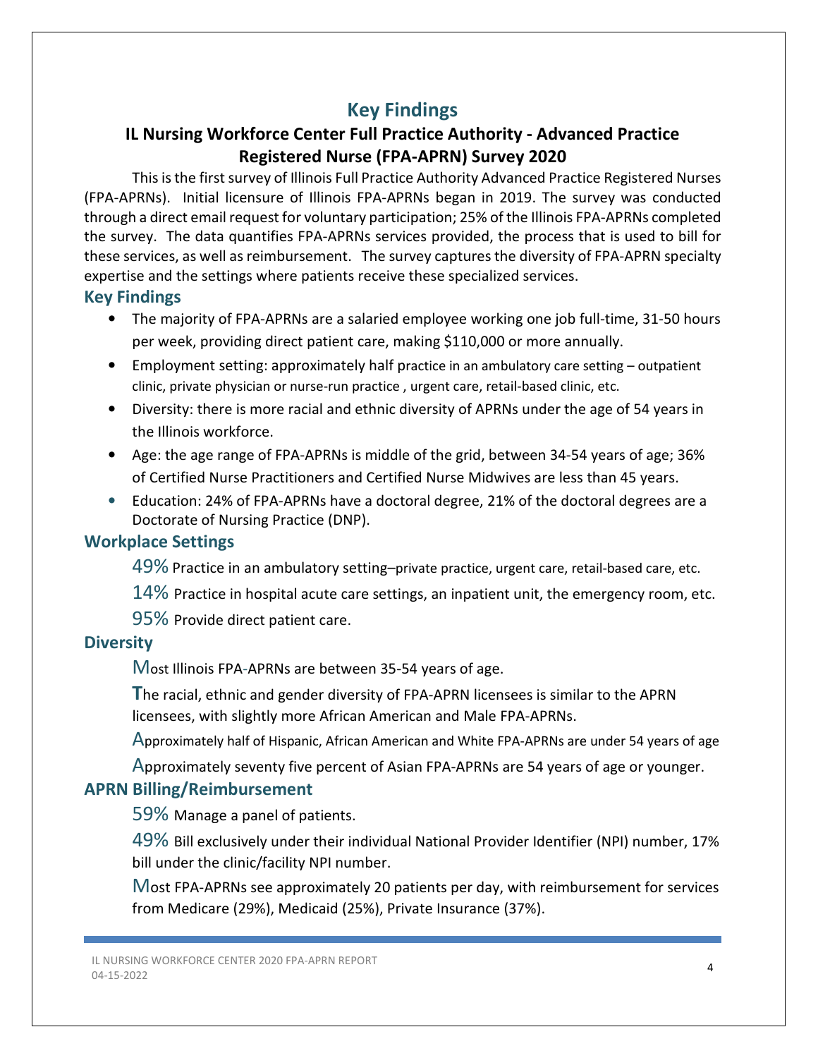# Key Findings

## IL Nursing Workforce Center Full Practice Authority - Advanced Practice Registered Nurse (FPA-APRN) Survey 2020

This is the first survey of Illinois Full Practice Authority Advanced Practice Registered Nurses (FPA-APRNs). Initial licensure of Illinois FPA-APRNs began in 2019. The survey was conducted through a direct email request for voluntary participation; 25% of the Illinois FPA-APRNs completed the survey. The data quantifies FPA-APRNs services provided, the process that is used to bill for these services, as well as reimbursement. The survey captures the diversity of FPA-APRN specialty expertise and the settings where patients receive these specialized services.

### Key Findings

- The majority of FPA-APRNs are a salaried employee working one job full-time, 31-50 hours per week, providing direct patient care, making $110,000 or more annually.
- Employment setting: approximately half practice in an ambulatory care setting – outpatient clinic, private physician or nurse-run practice , urgent care, retail-based clinic, etc.
- Diversity: there is more racial and ethnic diversity of APRNs under the age of 54 years in the Illinois workforce.
- Age: the age range of FPA-APRNs is middle of the grid, between 34-54 years of age; 36% of Certified Nurse Practitioners and Certified Nurse Midwives are less than 45 years.
- Education: 24% of FPA-APRNs have a doctoral degree, 21% of the doctoral degrees are a Doctorate of Nursing Practice (DNP).

### Workplace Settings

49% Practice in an ambulatory setting–private practice, urgent care, retail-based care, etc.

14% Practice in hospital acute care settings, an inpatient unit, the emergency room, etc.

95% Provide direct patient care.

### Diversity

Most Illinois FPA-APRNs are between 35-54 years of age.

The racial, ethnic and gender diversity of FPA-APRN licensees is similar to the APRN licensees, with slightly more African American and Male FPA-APRNs.

Approximately half of Hispanic, African American and White FPA-APRNs are under 54 years of age

Approximately seventy five percent of Asian FPA-APRNs are 54 years of age or younger.

### APRN Billing/Reimbursement

59% Manage a panel of patients.

49% Bill exclusively under their individual National Provider Identifier (NPI) number, 17% bill under the clinic/facility NPI number.

Most FPA-APRNs see approximately 20 patients per day, with reimbursement for services from Medicare (29%), Medicaid (25%), Private Insurance (37%).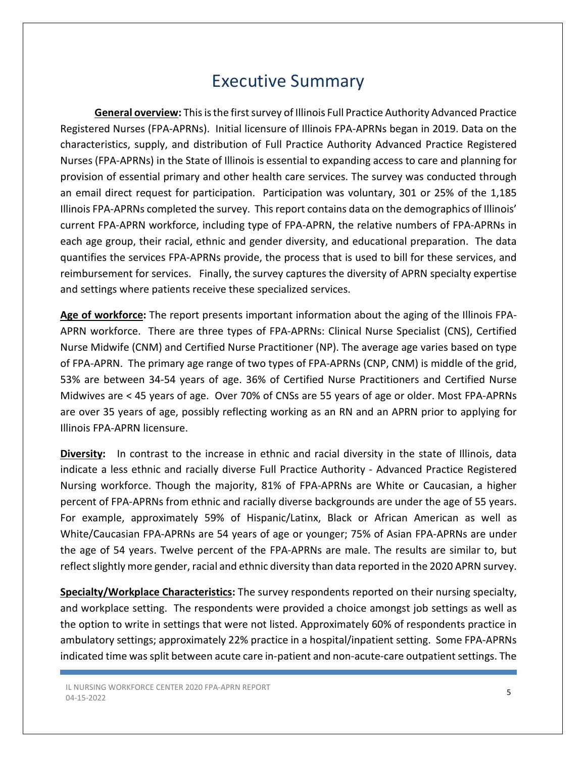# Executive Summary

**General overview:** This is the first survey of Illinois Full Practice Authority Advanced Practice Registered Nurses (FPA-APRNs). Initial licensure of Illinois FPA-APRNs began in 2019. Data on the characteristics, supply, and distribution of Full Practice Authority Advanced Practice Registered Nurses (FPA-APRNs) in the State of Illinois is essential to expanding access to care and planning for provision of essential primary and other health care services. The survey was conducted through an email direct request for participation. Participation was voluntary, 301 or 25% of the 1,185 Illinois FPA-APRNs completed the survey. This report contains data on the demographics of Illinois' current FPA-APRN workforce, including type of FPA-APRN, the relative numbers of FPA-APRNs in each age group, their racial, ethnic and gender diversity, and educational preparation. The data quantifies the services FPA-APRNs provide, the process that is used to bill for these services, and reimbursement for services. Finally, the survey captures the diversity of APRN specialty expertise and settings where patients receive these specialized services.

**Age of workforce:** The report presents important information about the aging of the Illinois FPA-APRN workforce. There are three types of FPA-APRNs: Clinical Nurse Specialist (CNS), Certified Nurse Midwife (CNM) and Certified Nurse Practitioner (NP). The average age varies based on type of FPA-APRN. The primary age range of two types of FPA-APRNs (CNP, CNM) is middle of the grid, 53% are between 34-54 years of age. 36% of Certified Nurse Practitioners and Certified Nurse Midwives are < 45 years of age. Over 70% of CNSs are 55 years of age or older. Most FPA-APRNs are over 35 years of age, possibly reflecting working as an RN and an APRN prior to applying for Illinois FPA-APRN licensure.

**Diversity:** In contrast to the increase in ethnic and racial diversity in the state of Illinois, data indicate a less ethnic and racially diverse Full Practice Authority - Advanced Practice Registered Nursing workforce. Though the majority, 81% of FPA-APRNs are White or Caucasian, a higher percent of FPA-APRNs from ethnic and racially diverse backgrounds are under the age of 55 years. For example, approximately 59% of Hispanic/Latinx, Black or African American as well as White/Caucasian FPA-APRNs are 54 years of age or younger; 75% of Asian FPA-APRNs are under the age of 54 years. Twelve percent of the FPA-APRNs are male. The results are similar to, but reflect slightly more gender, racial and ethnic diversity than data reported in the 2020 APRN survey.

**Specialty/Workplace Characteristics:** The survey respondents reported on their nursing specialty, and workplace setting. The respondents were provided a choice amongst job settings as well as the option to write in settings that were not listed. Approximately 60% of respondents practice in ambulatory settings; approximately 22% practice in a hospital/inpatient setting. Some FPA-APRNs indicated time was split between acute care in-patient and non-acute-care outpatient settings. The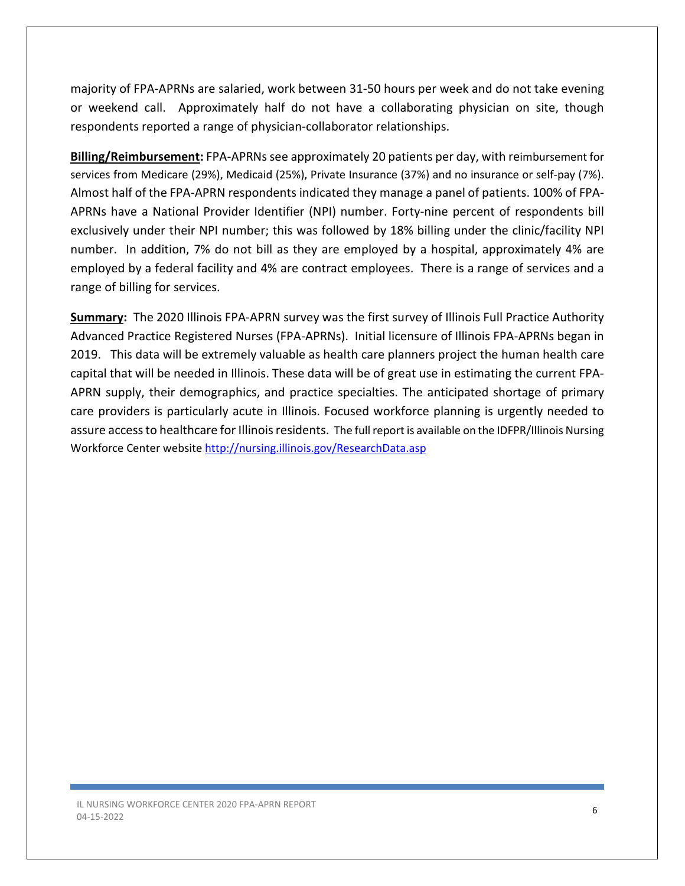majority of FPA-APRNs are salaried, work between 31-50 hours per week and do not take evening or weekend call. Approximately half do not have a collaborating physician on site, though respondents reported a range of physician-collaborator relationships.

**Billing/Reimbursement:** FPA-APRNs see approximately 20 patients per day, with reimbursement for services from Medicare (29%), Medicaid (25%), Private Insurance (37%) and no insurance or self-pay (7%). Almost half of the FPA-APRN respondents indicated they manage a panel of patients. 100% of FPA-APRNs have a National Provider Identifier (NPI) number. Forty-nine percent of respondents bill exclusively under their NPI number; this was followed by 18% billing under the clinic/facility NPI number. In addition, 7% do not bill as they are employed by a hospital, approximately 4% are employed by a federal facility and 4% are contract employees. There is a range of services and a range of billing for services.

**Summary:** The 2020 Illinois FPA-APRN survey was the first survey of Illinois Full Practice Authority Advanced Practice Registered Nurses (FPA-APRNs). Initial licensure of Illinois FPA-APRNs began in 2019. This data will be extremely valuable as health care planners project the human health care capital that will be needed in Illinois. These data will be of great use in estimating the current FPA-APRN supply, their demographics, and practice specialties. The anticipated shortage of primary care providers is particularly acute in Illinois. Focused workforce planning is urgently needed to assure access to healthcare for Illinois residents. The full report is available on the IDFPR/Illinois Nursing Workforce Center website http://nursing.illinois.gov/ResearchData.asp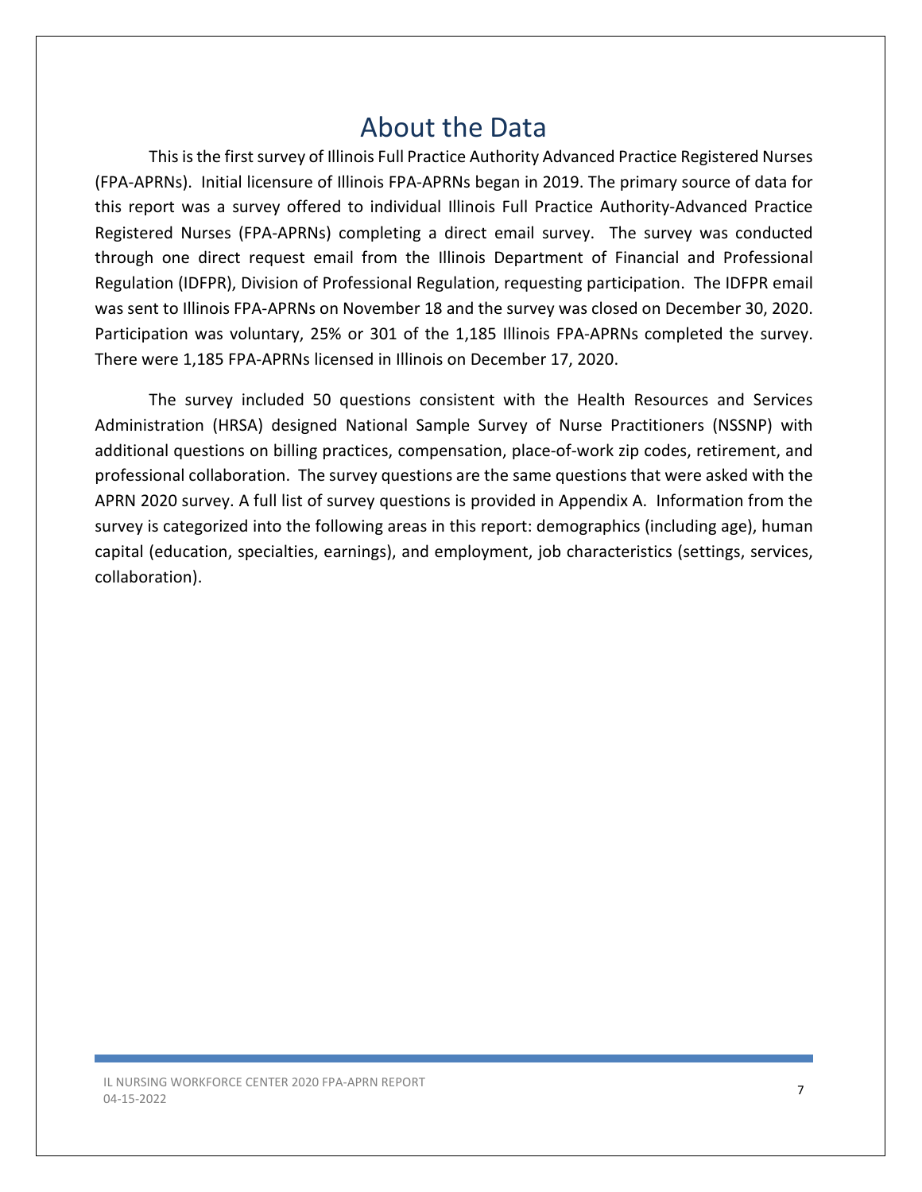# About the Data

This is the first survey of Illinois Full Practice Authority Advanced Practice Registered Nurses (FPA-APRNs). Initial licensure of Illinois FPA-APRNs began in 2019. The primary source of data for this report was a survey offered to individual Illinois Full Practice Authority-Advanced Practice Registered Nurses (FPA-APRNs) completing a direct email survey. The survey was conducted through one direct request email from the Illinois Department of Financial and Professional Regulation (IDFPR), Division of Professional Regulation, requesting participation. The IDFPR email was sent to Illinois FPA-APRNs on November 18 and the survey was closed on December 30, 2020. Participation was voluntary, 25% or 301 of the 1,185 Illinois FPA-APRNs completed the survey. There were 1,185 FPA-APRNs licensed in Illinois on December 17, 2020.

The survey included 50 questions consistent with the Health Resources and Services Administration (HRSA) designed National Sample Survey of Nurse Practitioners (NSSNP) with additional questions on billing practices, compensation, place-of-work zip codes, retirement, and professional collaboration. The survey questions are the same questions that were asked with the APRN 2020 survey. A full list of survey questions is provided in Appendix A. Information from the survey is categorized into the following areas in this report: demographics (including age), human capital (education, specialties, earnings), and employment, job characteristics (settings, services, collaboration).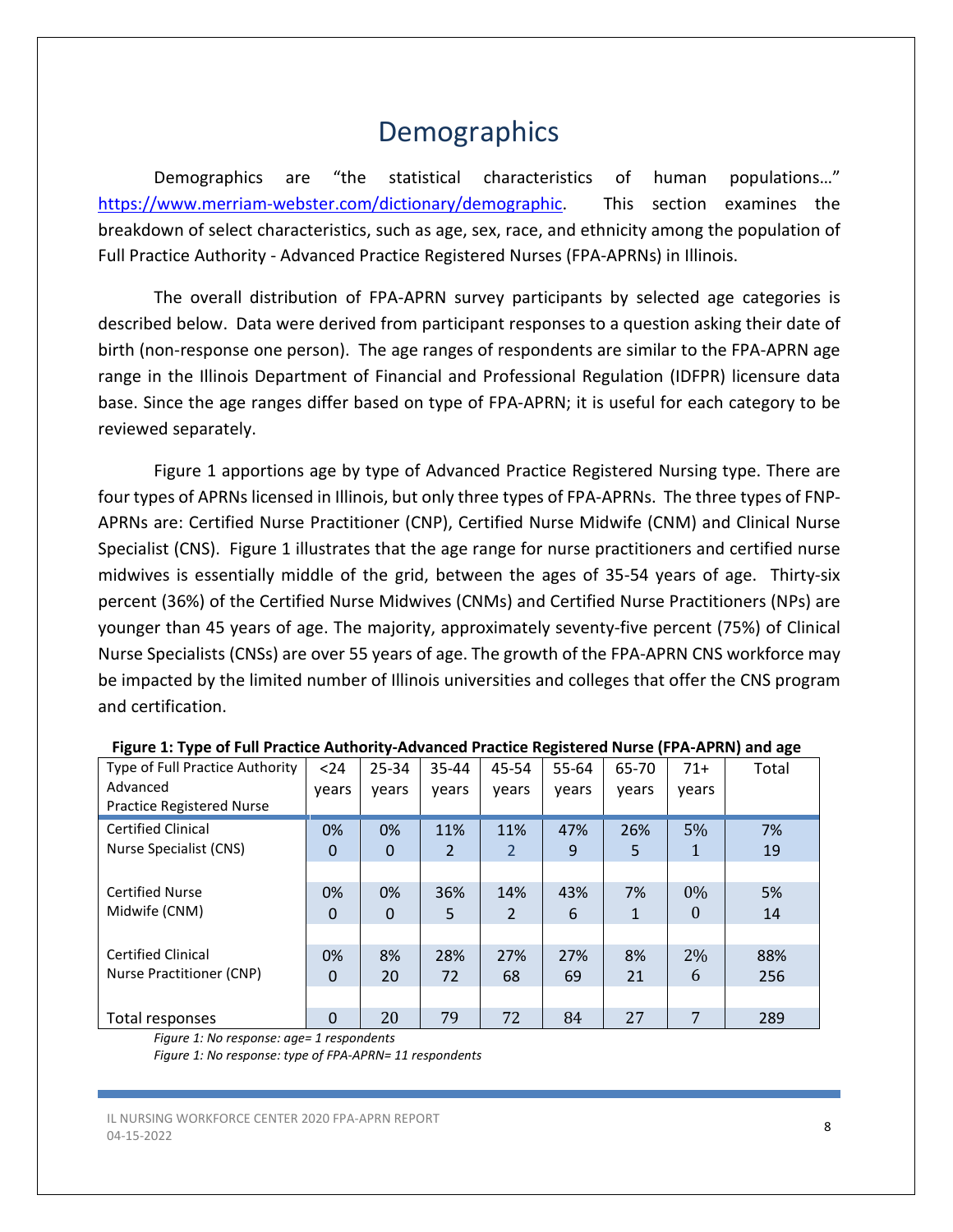# Demographics

Demographics are "the statistical characteristics of human populations…" https://www.merriam-webster.com/dictionary/demographic. This section examines the breakdown of select characteristics, such as age, sex, race, and ethnicity among the population of Full Practice Authority - Advanced Practice Registered Nurses (FPA-APRNs) in Illinois.

The overall distribution of FPA-APRN survey participants by selected age categories is described below. Data were derived from participant responses to a question asking their date of birth (non-response one person). The age ranges of respondents are similar to the FPA-APRN age range in the Illinois Department of Financial and Professional Regulation (IDFPR) licensure data base. Since the age ranges differ based on type of FPA-APRN; it is useful for each category to be reviewed separately.

Figure 1 apportions age by type of Advanced Practice Registered Nursing type. There are four types of APRNs licensed in Illinois, but only three types of FPA-APRNs. The three types of FNP-APRNs are: Certified Nurse Practitioner (CNP), Certified Nurse Midwife (CNM) and Clinical Nurse Specialist (CNS). Figure 1 illustrates that the age range for nurse practitioners and certified nurse midwives is essentially middle of the grid, between the ages of 35-54 years of age. Thirty-six percent (36%) of the Certified Nurse Midwives (CNMs) and Certified Nurse Practitioners (NPs) are younger than 45 years of age. The majority, approximately seventy-five percent (75%) of Clinical Nurse Specialists (CNSs) are over 55 years of age. The growth of the FPA-APRN CNS workforce may be impacted by the limited number of Illinois universities and colleges that offer the CNS program and certification.

**Figure 1: Type of Full Practice Authority-Advanced Practice Registered Nurse (FPA-APRN) and age**

| Type of Full Practice Authority Advanced Practice Registered Nurse | <24 years | 25-34 years | 35-44 years | 45-54 years | 55-64 years | 65-70 years | 71+ years | Total |
|---|---|---|---|---|---|---|---|---|
| Certified Clinical Nurse Specialist (CNS) | 0%<br>0 | 0%<br>0 | 11%<br>2 | 11%<br>2 | 47%<br>9 | 26%<br>5 | 5%<br>1 | 7%<br>19 |
| Certified Nurse Midwife (CNM) | 0%<br>0 | 0%<br>0 | 36%<br>5 | 14%<br>2 | 43%<br>6 | 7%<br>1 | 0%<br>0 | 5%<br>14 |
| Certified Clinical Nurse Practitioner (CNP) | 0%<br>0 | 8%<br>20 | 28%<br>72 | 27%<br>68 | 27%<br>69 | 8%<br>21 | 2%<br>6 | 88%<br>256 |
| Total responses | 0 | 20 | 79 | 72 | 84 | 27 | 7 | 289 |

*Figure 1: No response: age= 1 respondents*

*Figure 1: No response: type of FPA-APRN= 11 respondents*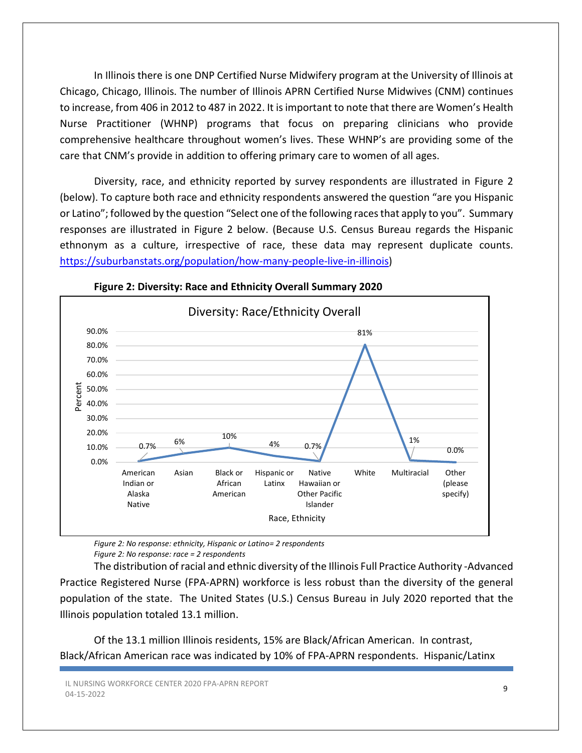In Illinois there is one DNP Certified Nurse Midwifery program at the University of Illinois at Chicago, Chicago, Illinois. The number of Illinois APRN Certified Nurse Midwives (CNM) continues to increase, from 406 in 2012 to 487 in 2022. It is important to note that there are Women's Health Nurse Practitioner (WHNP) programs that focus on preparing clinicians who provide comprehensive healthcare throughout women's lives. These WHNP's are providing some of the care that CNM's provide in addition to offering primary care to women of all ages.

Diversity, race, and ethnicity reported by survey respondents are illustrated in Figure 2 (below). To capture both race and ethnicity respondents answered the question "are you Hispanic or Latino"; followed by the question "Select one of the following races that apply to you". Summary responses are illustrated in Figure 2 below. (Because U.S. Census Bureau regards the Hispanic ethnonym as a culture, irrespective of race, these data may represent duplicate counts. [https://suburbanstats.org/population/how-many-people-live-in-illinois](https://suburbanstats.org/population/how-many-people-live-in-illinois))

**Figure 2: Diversity: Race and Ethnicity Overall Summary 2020**

Diversity: Race/Ethnicity Overall

| Race, Ethnicity | Percent |
|---|---|
| American Indian or Alaska Native | 0.7% |
| Asian | 6% |
| Black or African American | 10% |
| Hispanic or Latinx | 4% |
| Native Hawaiian or Other Pacific Islander | 0.7% |
| White | 81% |
| Multiracial | 1% |
| Other (please specify) | 0.0% |

*Figure 2: No response: ethnicity, Hispanic or Latino= 2 respondents*
*Figure 2: No response: race = 2 respondents*

The distribution of racial and ethnic diversity of the Illinois Full Practice Authority -Advanced Practice Registered Nurse (FPA-APRN) workforce is less robust than the diversity of the general population of the state. The United States (U.S.) Census Bureau in July 2020 reported that the Illinois population totaled 13.1 million.

Of the 13.1 million Illinois residents, 15% are Black/African American. In contrast, Black/African American race was indicated by 10% of FPA-APRN respondents. Hispanic/Latinx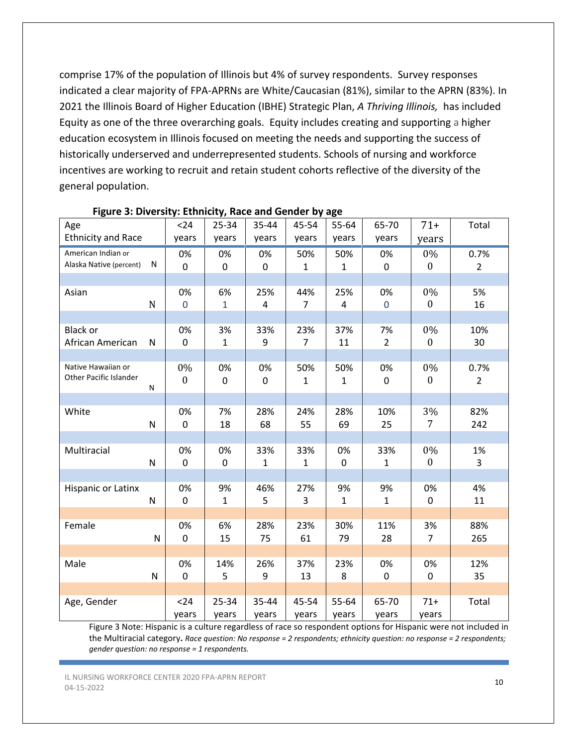comprise 17% of the population of Illinois but 4% of survey respondents. Survey responses indicated a clear majority of FPA-APRNs are White/Caucasian (81%), similar to the APRN (83%). In 2021 the Illinois Board of Higher Education (IBHE) Strategic Plan, *A Thriving Illinois,* has included Equity as one of the three overarching goals. Equity includes creating and supporting a higher education ecosystem in Illinois focused on meeting the needs and supporting the success of historically underserved and underrepresented students. Schools of nursing and workforce incentives are working to recruit and retain student cohorts reflective of the diversity of the general population.

**Figure 3: Diversity: Ethnicity, Race and Gender by age**

| Age<br>Ethnicity and Race | <24 years | 25-34 years | 35-44 years | 45-54 years | 55-64 years | 65-70 years | 71+ years | Total |
|---|---|---|---|---|---|---|---|---|
| American Indian or Alaska Native (percent) | 0% | 0% | 0% | 50% | 50% | 0% | 0% | 0.7% |
| N | 0 | 0 | 0 | 1 | 1 | 0 | 0 | 2 |
| Asian | 0% | 6% | 25% | 44% | 25% | 0% | 0% | 5% |
| N | 0 | 1 | 4 | 7 | 4 | 0 | 0 | 16 |
| Black or African American | 0% | 3% | 33% | 23% | 37% | 7% | 0% | 10% |
| N | 0 | 1 | 9 | 7 | 11 | 2 | 0 | 30 |
| Native Hawaiian or Other Pacific Islander | 0% | 0% | 0% | 50% | 50% | 0% | 0% | 0.7% |
| N | 0 | 0 | 0 | 1 | 1 | 0 | 0 | 2 |
| White | 0% | 7% | 28% | 24% | 28% | 10% | 3% | 82% |
| N | 0 | 18 | 68 | 55 | 69 | 25 | 7 | 242 |
| Multiracial | 0% | 0% | 33% | 33% | 0% | 33% | 0% | 1% |
| N | 0 | 0 | 1 | 1 | 0 | 1 | 0 | 3 |
| Hispanic or Latinx | 0% | 9% | 46% | 27% | 9% | 9% | 0% | 4% |
| N | 0 | 1 | 5 | 3 | 1 | 1 | 0 | 11 |
| Female | 0% | 6% | 28% | 23% | 30% | 11% | 3% | 88% |
| N | 0 | 15 | 75 | 61 | 79 | 28 | 7 | 265 |
| Male | 0% | 14% | 26% | 37% | 23% | 0% | 0% | 12% |
| N | 0 | 5 | 9 | 13 | 8 | 0 | 0 | 35 |
| Age, Gender | <24 years | 25-34 years | 35-44 years | 45-54 years | 55-64 years | 65-70 years | 71+ years | Total |

Figure 3 Note: Hispanic is a culture regardless of race so respondent options for Hispanic were not included in the Multiracial category**.** *Race question: No response = 2 respondents; ethnicity question: no response = 2 respondents; gender question: no response = 1 respondents.*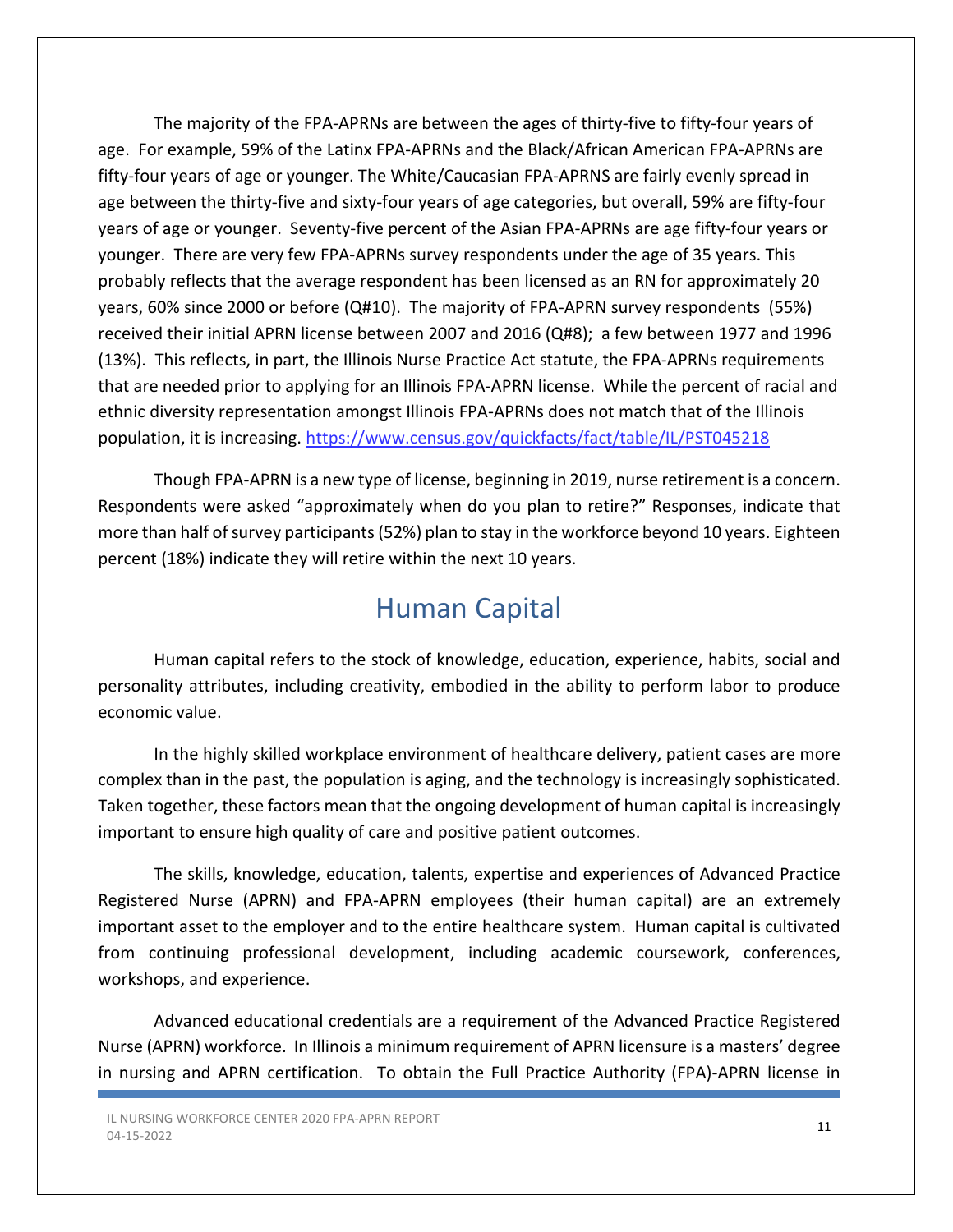The majority of the FPA-APRNs are between the ages of thirty-five to fifty-four years of age. For example, 59% of the Latinx FPA-APRNs and the Black/African American FPA-APRNs are fifty-four years of age or younger. The White/Caucasian FPA-APRNS are fairly evenly spread in age between the thirty-five and sixty-four years of age categories, but overall, 59% are fifty-four years of age or younger. Seventy-five percent of the Asian FPA-APRNs are age fifty-four years or younger. There are very few FPA-APRNs survey respondents under the age of 35 years. This probably reflects that the average respondent has been licensed as an RN for approximately 20 years, 60% since 2000 or before (Q#10). The majority of FPA-APRN survey respondents (55%) received their initial APRN license between 2007 and 2016 (Q#8); a few between 1977 and 1996 (13%). This reflects, in part, the Illinois Nurse Practice Act statute, the FPA-APRNs requirements that are needed prior to applying for an Illinois FPA-APRN license. While the percent of racial and ethnic diversity representation amongst Illinois FPA-APRNs does not match that of the Illinois population, it is increasing. https://www.census.gov/quickfacts/fact/table/IL/PST045218

Though FPA-APRN is a new type of license, beginning in 2019, nurse retirement is a concern. Respondents were asked "approximately when do you plan to retire?" Responses, indicate that more than half of survey participants (52%) plan to stay in the workforce beyond 10 years. Eighteen percent (18%) indicate they will retire within the next 10 years.

# Human Capital

Human capital refers to the stock of knowledge, education, experience, habits, social and personality attributes, including creativity, embodied in the ability to perform labor to produce economic value.

In the highly skilled workplace environment of healthcare delivery, patient cases are more complex than in the past, the population is aging, and the technology is increasingly sophisticated. Taken together, these factors mean that the ongoing development of human capital is increasingly important to ensure high quality of care and positive patient outcomes.

The skills, knowledge, education, talents, expertise and experiences of Advanced Practice Registered Nurse (APRN) and FPA-APRN employees (their human capital) are an extremely important asset to the employer and to the entire healthcare system. Human capital is cultivated from continuing professional development, including academic coursework, conferences, workshops, and experience.

Advanced educational credentials are a requirement of the Advanced Practice Registered Nurse (APRN) workforce. In Illinois a minimum requirement of APRN licensure is a masters' degree in nursing and APRN certification. To obtain the Full Practice Authority (FPA)-APRN license in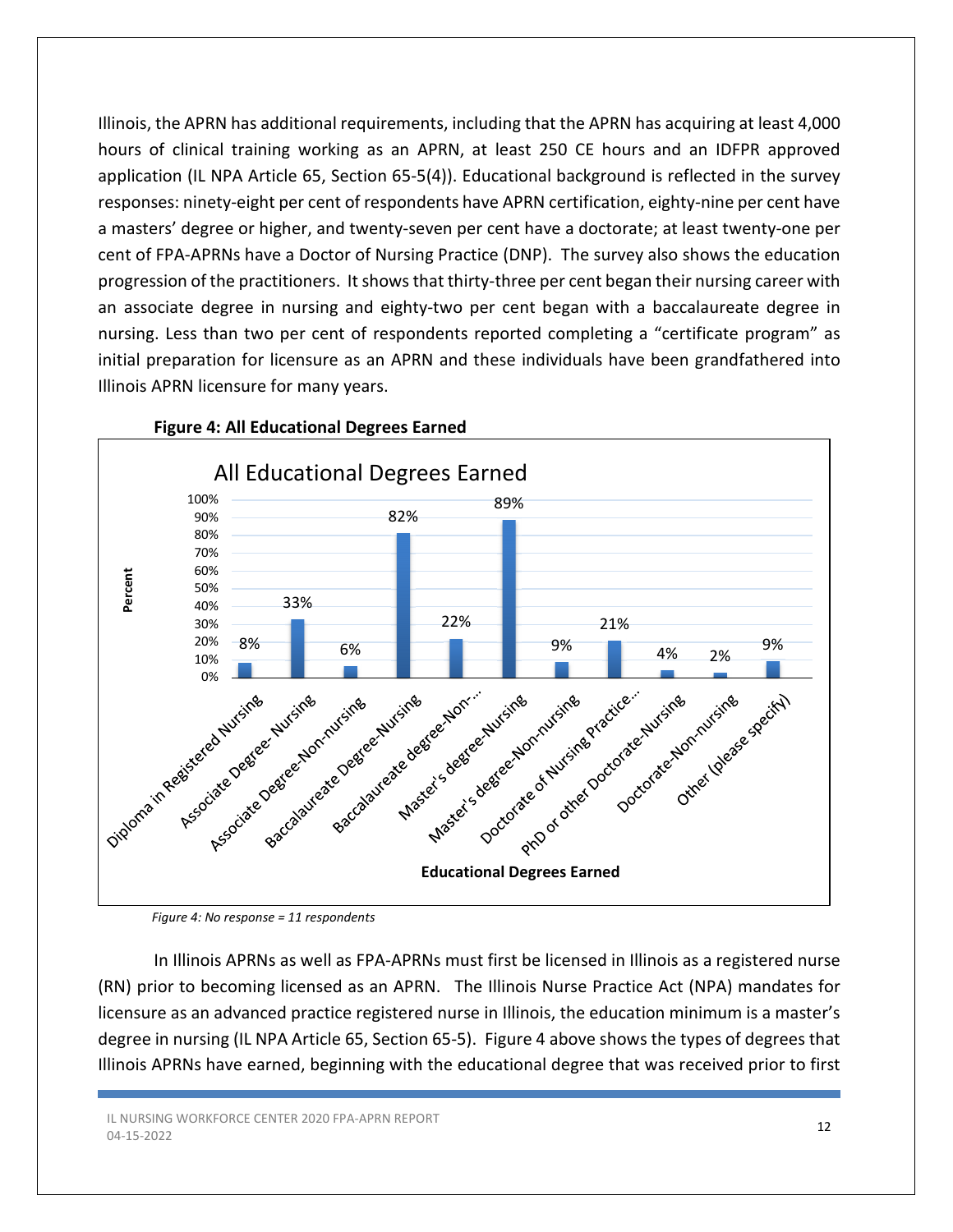Illinois, the APRN has additional requirements, including that the APRN has acquiring at least 4,000 hours of clinical training working as an APRN, at least 250 CE hours and an IDFPR approved application (IL NPA Article 65, Section 65-5(4)). Educational background is reflected in the survey responses: ninety-eight per cent of respondents have APRN certification, eighty-nine per cent have a masters' degree or higher, and twenty-seven per cent have a doctorate; at least twenty-one per cent of FPA-APRNs have a Doctor of Nursing Practice (DNP). The survey also shows the education progression of the practitioners. It shows that thirty-three per cent began their nursing career with an associate degree in nursing and eighty-two per cent began with a baccalaureate degree in nursing. Less than two per cent of respondents reported completing a "certificate program" as initial preparation for licensure as an APRN and these individuals have been grandfathered into Illinois APRN licensure for many years.

**Figure 4: All Educational Degrees Earned**

All Educational Degrees Earned

| Educational Degrees Earned | Percent |
|---|---|
| Diploma in Registered Nursing | 8% |
| Associate Degree- Nursing | 33% |
| Associate Degree-Non-nursing | 6% |
| Baccalaureate Degree-Nursing | 82% |
| Baccalaureate degree-Non-... | 22% |
| Master's degree-Nursing | 89% |
| Master's degree-Non-nursing | 9% |
| Doctorate of Nursing Practice... | 21% |
| PhD or other Doctorate-Nursing | 4% |
| Doctorate-Non-nursing | 2% |
| Other (please specify) | 9% |

*Figure 4: No response = 11 respondents*

In Illinois APRNs as well as FPA-APRNs must first be licensed in Illinois as a registered nurse (RN) prior to becoming licensed as an APRN. The Illinois Nurse Practice Act (NPA) mandates for licensure as an advanced practice registered nurse in Illinois, the education minimum is a master's degree in nursing (IL NPA Article 65, Section 65-5). Figure 4 above shows the types of degrees that Illinois APRNs have earned, beginning with the educational degree that was received prior to first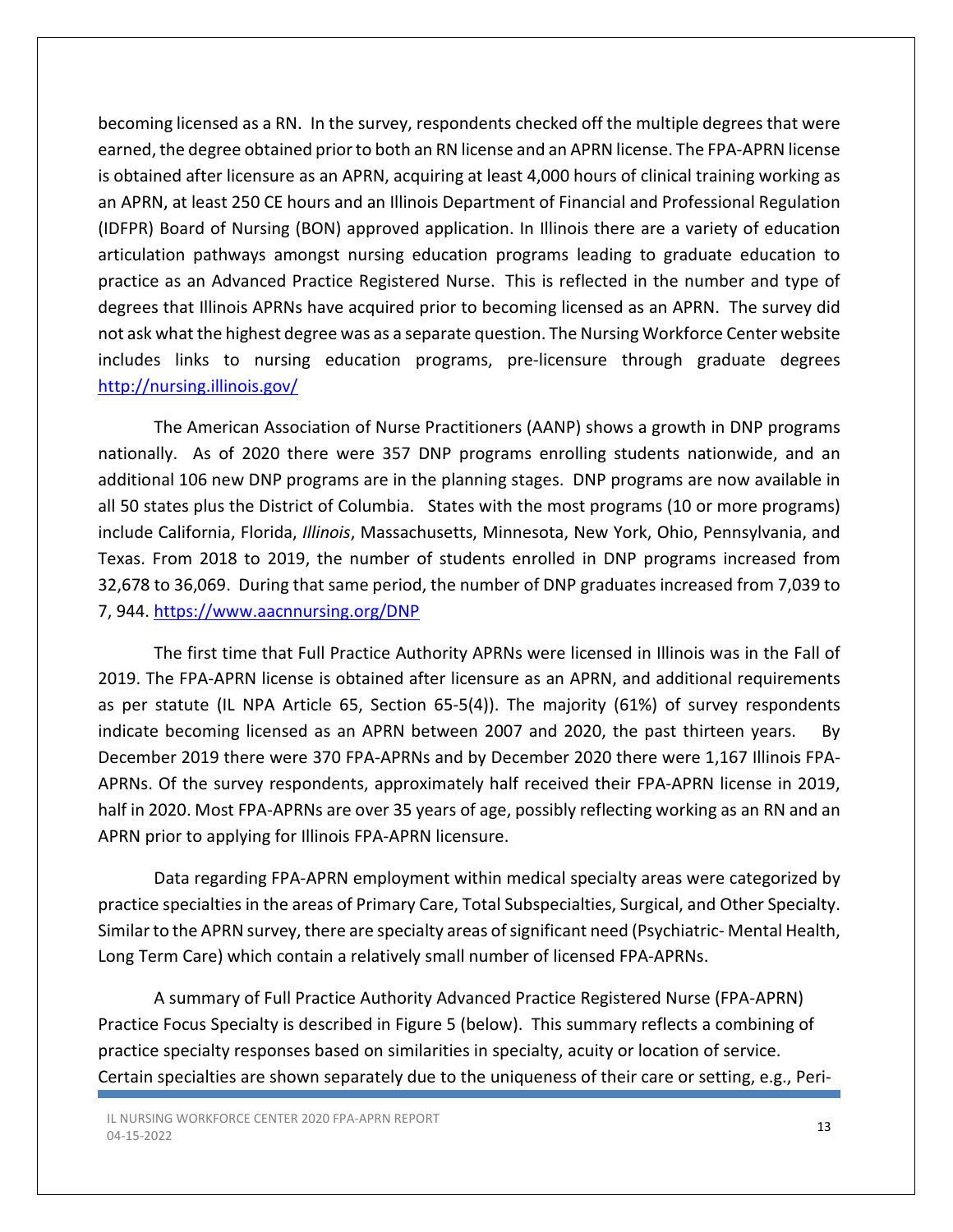becoming licensed as a RN. In the survey, respondents checked off the multiple degrees that were earned, the degree obtained prior to both an RN license and an APRN license. The FPA-APRN license is obtained after licensure as an APRN, acquiring at least 4,000 hours of clinical training working as an APRN, at least 250 CE hours and an Illinois Department of Financial and Professional Regulation (IDFPR) Board of Nursing (BON) approved application. In Illinois there are a variety of education articulation pathways amongst nursing education programs leading to graduate education to practice as an Advanced Practice Registered Nurse. This is reflected in the number and type of degrees that Illinois APRNs have acquired prior to becoming licensed as an APRN. The survey did not ask what the highest degree was as a separate question. The Nursing Workforce Center website includes links to nursing education programs, pre-licensure through graduate degrees http://nursing.illinois.gov/

The American Association of Nurse Practitioners (AANP) shows a growth in DNP programs nationally. As of 2020 there were 357 DNP programs enrolling students nationwide, and an additional 106 new DNP programs are in the planning stages. DNP programs are now available in all 50 states plus the District of Columbia. States with the most programs (10 or more programs) include California, Florida, *Illinois*, Massachusetts, Minnesota, New York, Ohio, Pennsylvania, and Texas. From 2018 to 2019, the number of students enrolled in DNP programs increased from 32,678 to 36,069. During that same period, the number of DNP graduates increased from 7,039 to 7, 944. https://www.aacnnursing.org/DNP

The first time that Full Practice Authority APRNs were licensed in Illinois was in the Fall of 2019. The FPA-APRN license is obtained after licensure as an APRN, and additional requirements as per statute (IL NPA Article 65, Section 65-5(4)). The majority (61%) of survey respondents indicate becoming licensed as an APRN between 2007 and 2020, the past thirteen years. By December 2019 there were 370 FPA-APRNs and by December 2020 there were 1,167 Illinois FPA-APRNs. Of the survey respondents, approximately half received their FPA-APRN license in 2019, half in 2020. Most FPA-APRNs are over 35 years of age, possibly reflecting working as an RN and an APRN prior to applying for Illinois FPA-APRN licensure.

Data regarding FPA-APRN employment within medical specialty areas were categorized by practice specialties in the areas of Primary Care, Total Subspecialties, Surgical, and Other Specialty. Similar to the APRN survey, there are specialty areas of significant need (Psychiatric- Mental Health, Long Term Care) which contain a relatively small number of licensed FPA-APRNs.

A summary of Full Practice Authority Advanced Practice Registered Nurse (FPA-APRN) Practice Focus Specialty is described in Figure 5 (below). This summary reflects a combining of practice specialty responses based on similarities in specialty, acuity or location of service. Certain specialties are shown separately due to the uniqueness of their care or setting, e.g., Peri-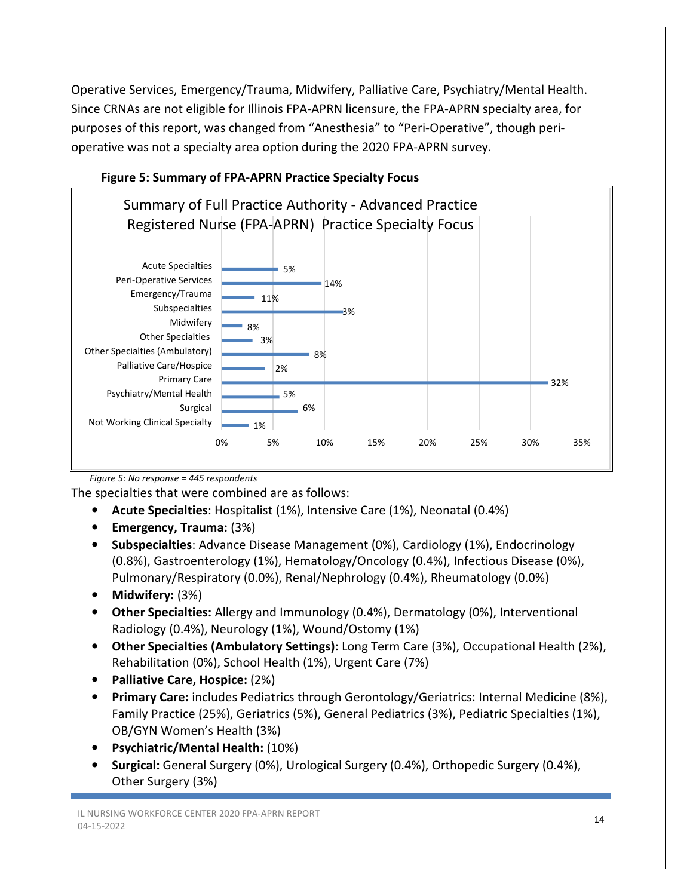Operative Services, Emergency/Trauma, Midwifery, Palliative Care, Psychiatry/Mental Health. Since CRNAs are not eligible for Illinois FPA-APRN licensure, the FPA-APRN specialty area, for purposes of this report, was changed from "Anesthesia" to "Peri-Operative", though peri-operative was not a specialty area option during the 2020 FPA-APRN survey.

**Figure 5: Summary of FPA-APRN Practice Specialty Focus**

Summary of Full Practice Authority - Advanced Practice Registered Nurse (FPA-APRN) Practice Specialty Focus

| Specialty | Percent |
|---|---|
| Acute Specialties | 5% |
| Peri-Operative Services | 14% |
| Emergency/Trauma | 11% |
| Subspecialties | 3% |
| Midwifery | 8% |
| Other Specialties | 3% |
| Other Specialties (Ambulatory) | 8% |
| Palliative Care/Hospice | 2% |
| Primary Care | 32% |
| Psychiatry/Mental Health | 5% |
| Surgical | 6% |
| Not Working Clinical Specialty | 1% |

*Figure 5: No response = 445 respondents*

The specialties that were combined are as follows:

- **Acute Specialties**: Hospitalist (1%), Intensive Care (1%), Neonatal (0.4%)
- **Emergency, Trauma:** (3%)
- **Subspecialties**: Advance Disease Management (0%), Cardiology (1%), Endocrinology (0.8%), Gastroenterology (1%), Hematology/Oncology (0.4%), Infectious Disease (0%), Pulmonary/Respiratory (0.0%), Renal/Nephrology (0.4%), Rheumatology (0.0%)
- **Midwifery:** (3%)
- **Other Specialties:** Allergy and Immunology (0.4%), Dermatology (0%), Interventional Radiology (0.4%), Neurology (1%), Wound/Ostomy (1%)
- **Other Specialties (Ambulatory Settings):** Long Term Care (3%), Occupational Health (2%), Rehabilitation (0%), School Health (1%), Urgent Care (7%)
- **Palliative Care, Hospice:** (2%)
- **Primary Care:** includes Pediatrics through Gerontology/Geriatrics: Internal Medicine (8%), Family Practice (25%), Geriatrics (5%), General Pediatrics (3%), Pediatric Specialties (1%), OB/GYN Women's Health (3%)
- **Psychiatric/Mental Health:** (10%)
- **Surgical:** General Surgery (0%), Urological Surgery (0.4%), Orthopedic Surgery (0.4%), Other Surgery (3%)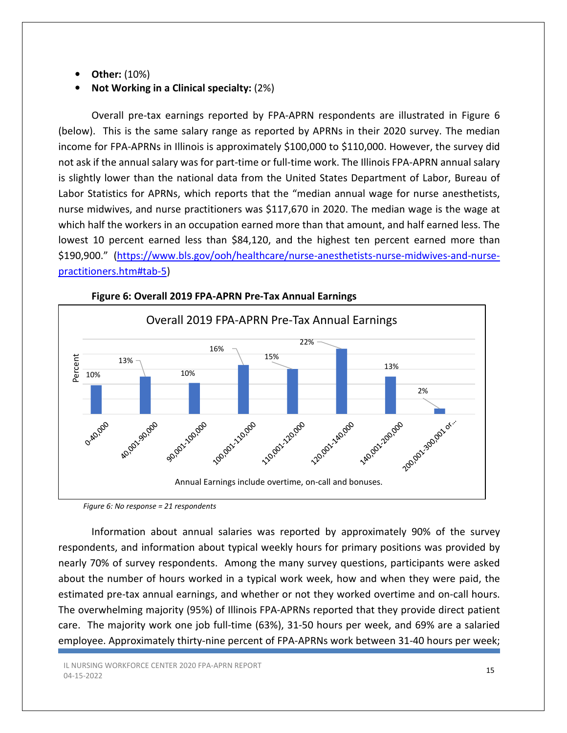- **Other:** (10%)
- **Not Working in a Clinical specialty:** (2%)

Overall pre-tax earnings reported by FPA-APRN respondents are illustrated in Figure 6 (below). This is the same salary range as reported by APRNs in their 2020 survey. The median income for FPA-APRNs in Illinois is approximately $100,000 to $110,000. However, the survey did not ask if the annual salary was for part-time or full-time work. The Illinois FPA-APRN annual salary is slightly lower than the national data from the United States Department of Labor, Bureau of Labor Statistics for APRNs, which reports that the "median annual wage for nurse anesthetists, nurse midwives, and nurse practitioners was $117,670 in 2020. The median wage is the wage at which half the workers in an occupation earned more than that amount, and half earned less. The lowest 10 percent earned less than $84,120, and the highest ten percent earned more than $190,900." (https://www.bls.gov/ooh/healthcare/nurse-anesthetists-nurse-midwives-and-nurse-practitioners.htm#tab-5)

**Figure 6: Overall 2019 FPA-APRN Pre-Tax Annual Earnings**

Overall 2019 FPA-APRN Pre-Tax Annual Earnings

| Annual Earnings | Percent |
|---|---|
| 0-40,000 | 10% |
| 40,001-90,000 | 13% |
| 90,001-100,000 | 10% |
| 100,001-110,000 | 16% |
| 110,001-120,000 | 15% |
| 120,001-140,000 | 22% |
| 140,001-200,000 | 13% |
| 200,001-300,001 or... | 2% |

Annual Earnings include overtime, on-call and bonuses.

*Figure 6: No response = 21 respondents*

Information about annual salaries was reported by approximately 90% of the survey respondents, and information about typical weekly hours for primary positions was provided by nearly 70% of survey respondents. Among the many survey questions, participants were asked about the number of hours worked in a typical work week, how and when they were paid, the estimated pre-tax annual earnings, and whether or not they worked overtime and on-call hours. The overwhelming majority (95%) of Illinois FPA-APRNs reported that they provide direct patient care. The majority work one job full-time (63%), 31-50 hours per week, and 69% are a salaried employee. Approximately thirty-nine percent of FPA-APRNs work between 31-40 hours per week;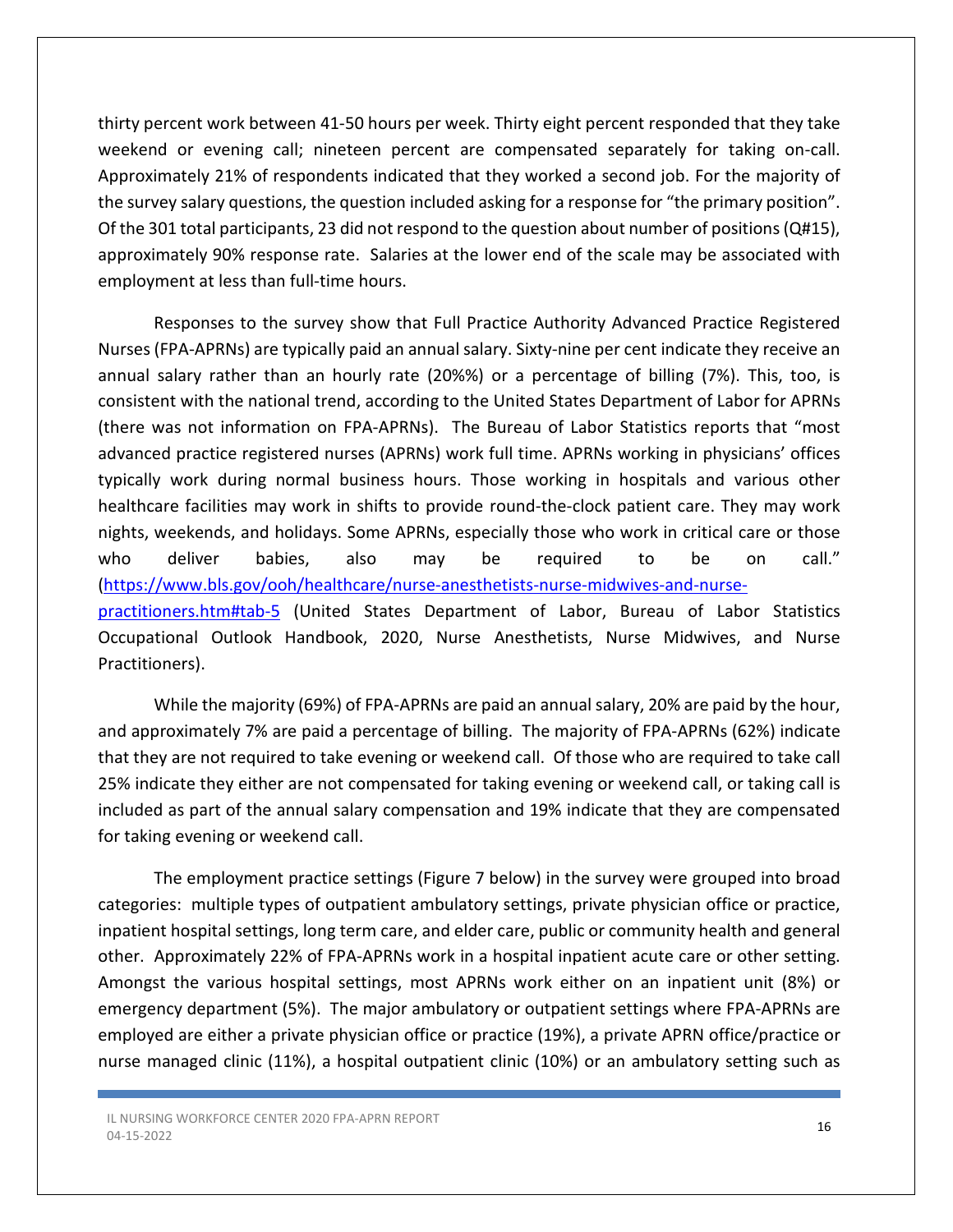thirty percent work between 41-50 hours per week. Thirty eight percent responded that they take weekend or evening call; nineteen percent are compensated separately for taking on-call. Approximately 21% of respondents indicated that they worked a second job. For the majority of the survey salary questions, the question included asking for a response for "the primary position". Of the 301 total participants, 23 did not respond to the question about number of positions (Q#15), approximately 90% response rate. Salaries at the lower end of the scale may be associated with employment at less than full-time hours.

Responses to the survey show that Full Practice Authority Advanced Practice Registered Nurses (FPA-APRNs) are typically paid an annual salary. Sixty-nine per cent indicate they receive an annual salary rather than an hourly rate (20%%) or a percentage of billing (7%). This, too, is consistent with the national trend, according to the United States Department of Labor for APRNs (there was not information on FPA-APRNs). The Bureau of Labor Statistics reports that "most advanced practice registered nurses (APRNs) work full time. APRNs working in physicians' offices typically work during normal business hours. Those working in hospitals and various other healthcare facilities may work in shifts to provide round-the-clock patient care. They may work nights, weekends, and holidays. Some APRNs, especially those who work in critical care or those who deliver babies, also may be required to be on call." (https://www.bls.gov/ooh/healthcare/nurse-anesthetists-nurse-midwives-and-nurse-practitioners.htm#tab-5 (United States Department of Labor, Bureau of Labor Statistics Occupational Outlook Handbook, 2020, Nurse Anesthetists, Nurse Midwives, and Nurse Practitioners).

While the majority (69%) of FPA-APRNs are paid an annual salary, 20% are paid by the hour, and approximately 7% are paid a percentage of billing. The majority of FPA-APRNs (62%) indicate that they are not required to take evening or weekend call. Of those who are required to take call 25% indicate they either are not compensated for taking evening or weekend call, or taking call is included as part of the annual salary compensation and 19% indicate that they are compensated for taking evening or weekend call.

The employment practice settings (Figure 7 below) in the survey were grouped into broad categories: multiple types of outpatient ambulatory settings, private physician office or practice, inpatient hospital settings, long term care, and elder care, public or community health and general other. Approximately 22% of FPA-APRNs work in a hospital inpatient acute care or other setting. Amongst the various hospital settings, most APRNs work either on an inpatient unit (8%) or emergency department (5%). The major ambulatory or outpatient settings where FPA-APRNs are employed are either a private physician office or practice (19%), a private APRN office/practice or nurse managed clinic (11%), a hospital outpatient clinic (10%) or an ambulatory setting such as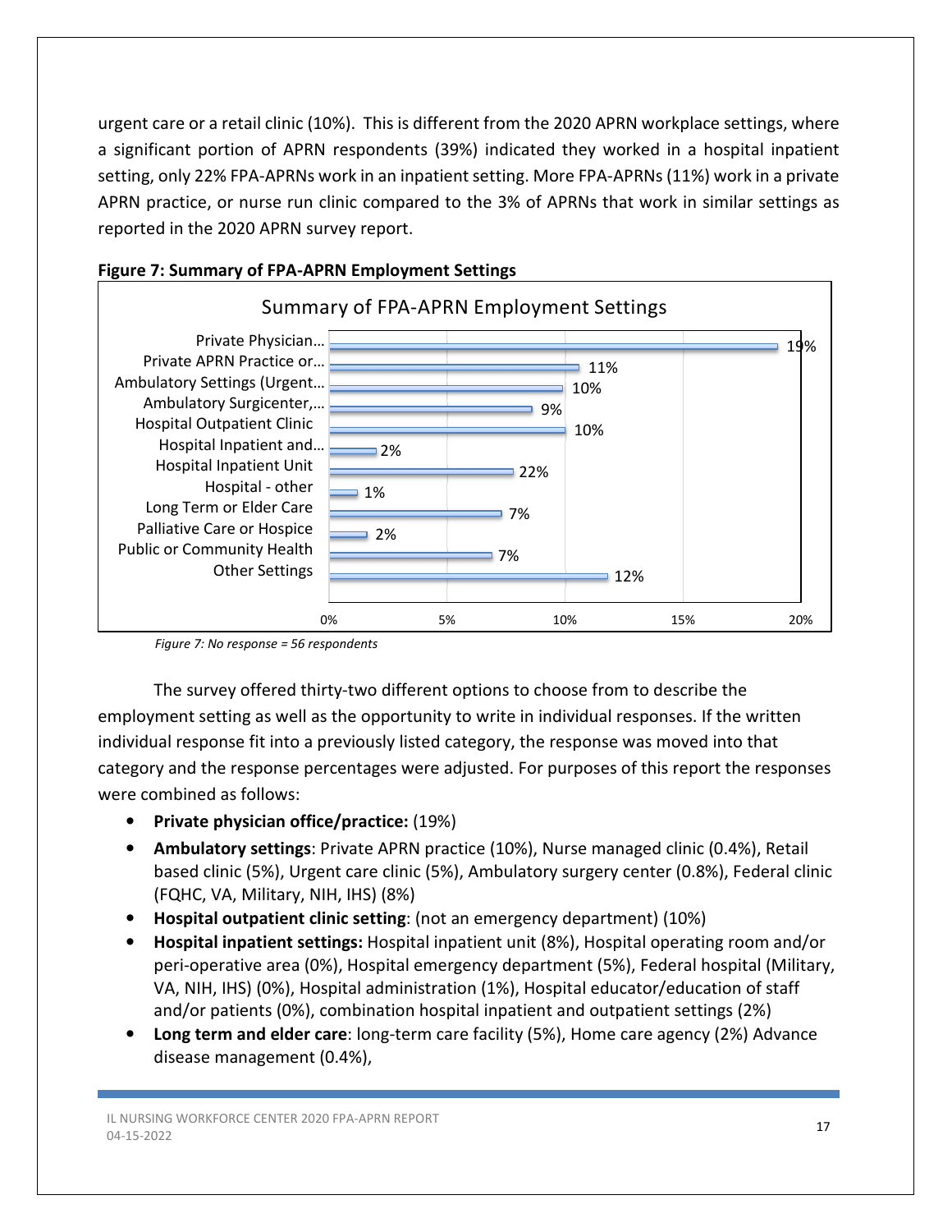urgent care or a retail clinic (10%). This is different from the 2020 APRN workplace settings, where a significant portion of APRN respondents (39%) indicated they worked in a hospital inpatient setting, only 22% FPA-APRNs work in an inpatient setting. More FPA-APRNs (11%) work in a private APRN practice, or nurse run clinic compared to the 3% of APRNs that work in similar settings as reported in the 2020 APRN survey report.

**Figure 7: Summary of FPA-APRN Employment Settings**

Summary of FPA-APRN Employment Settings

| Setting | Percent |
|---|---|
| Private Physician… | 19% |
| Private APRN Practice or… | 11% |
| Ambulatory Settings (Urgent… | 10% |
| Ambulatory Surgicenter,… | 9% |
| Hospital Outpatient Clinic | 10% |
| Hospital Inpatient and… | 2% |
| Hospital Inpatient Unit | 22% |
| Hospital - other | 1% |
| Long Term or Elder Care | 7% |
| Palliative Care or Hospice | 2% |
| Public or Community Health | 7% |
| Other Settings | 12% |

*Figure 7: No response = 56 respondents*

The survey offered thirty-two different options to choose from to describe the employment setting as well as the opportunity to write in individual responses. If the written individual response fit into a previously listed category, the response was moved into that category and the response percentages were adjusted. For purposes of this report the responses were combined as follows:

- **Private physician office/practice:** (19%)
- **Ambulatory settings**: Private APRN practice (10%), Nurse managed clinic (0.4%), Retail based clinic (5%), Urgent care clinic (5%), Ambulatory surgery center (0.8%), Federal clinic (FQHC, VA, Military, NIH, IHS) (8%)
- **Hospital outpatient clinic setting**: (not an emergency department) (10%)
- **Hospital inpatient settings:** Hospital inpatient unit (8%), Hospital operating room and/or peri-operative area (0%), Hospital emergency department (5%), Federal hospital (Military, VA, NIH, IHS) (0%), Hospital administration (1%), Hospital educator/education of staff and/or patients (0%), combination hospital inpatient and outpatient settings (2%)
- **Long term and elder care**: long-term care facility (5%), Home care agency (2%) Advance disease management (0.4%),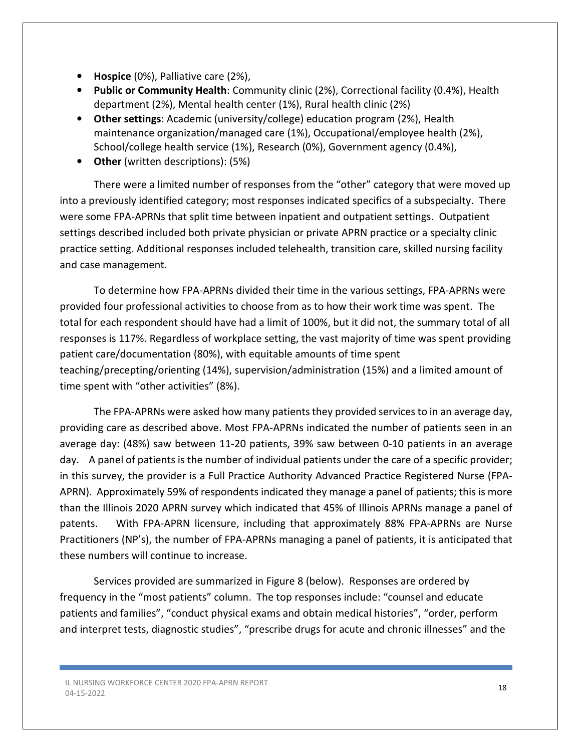- **Hospice** (0%), Palliative care (2%),
- **Public or Community Health**: Community clinic (2%), Correctional facility (0.4%), Health department (2%), Mental health center (1%), Rural health clinic (2%)
- **Other settings**: Academic (university/college) education program (2%), Health maintenance organization/managed care (1%), Occupational/employee health (2%), School/college health service (1%), Research (0%), Government agency (0.4%),
- **Other** (written descriptions): (5%)

There were a limited number of responses from the "other" category that were moved up into a previously identified category; most responses indicated specifics of a subspecialty. There were some FPA-APRNs that split time between inpatient and outpatient settings. Outpatient settings described included both private physician or private APRN practice or a specialty clinic practice setting. Additional responses included telehealth, transition care, skilled nursing facility and case management.

To determine how FPA-APRNs divided their time in the various settings, FPA-APRNs were provided four professional activities to choose from as to how their work time was spent. The total for each respondent should have had a limit of 100%, but it did not, the summary total of all responses is 117%. Regardless of workplace setting, the vast majority of time was spent providing patient care/documentation (80%), with equitable amounts of time spent teaching/precepting/orienting (14%), supervision/administration (15%) and a limited amount of time spent with "other activities" (8%).

The FPA-APRNs were asked how many patients they provided services to in an average day, providing care as described above. Most FPA-APRNs indicated the number of patients seen in an average day: (48%) saw between 11-20 patients, 39% saw between 0-10 patients in an average day. A panel of patients is the number of individual patients under the care of a specific provider; in this survey, the provider is a Full Practice Authority Advanced Practice Registered Nurse (FPA-APRN). Approximately 59% of respondents indicated they manage a panel of patients; this is more than the Illinois 2020 APRN survey which indicated that 45% of Illinois APRNs manage a panel of patents. With FPA-APRN licensure, including that approximately 88% FPA-APRNs are Nurse Practitioners (NP's), the number of FPA-APRNs managing a panel of patients, it is anticipated that these numbers will continue to increase.

Services provided are summarized in Figure 8 (below). Responses are ordered by frequency in the "most patients" column. The top responses include: "counsel and educate patients and families", "conduct physical exams and obtain medical histories", "order, perform and interpret tests, diagnostic studies", "prescribe drugs for acute and chronic illnesses" and the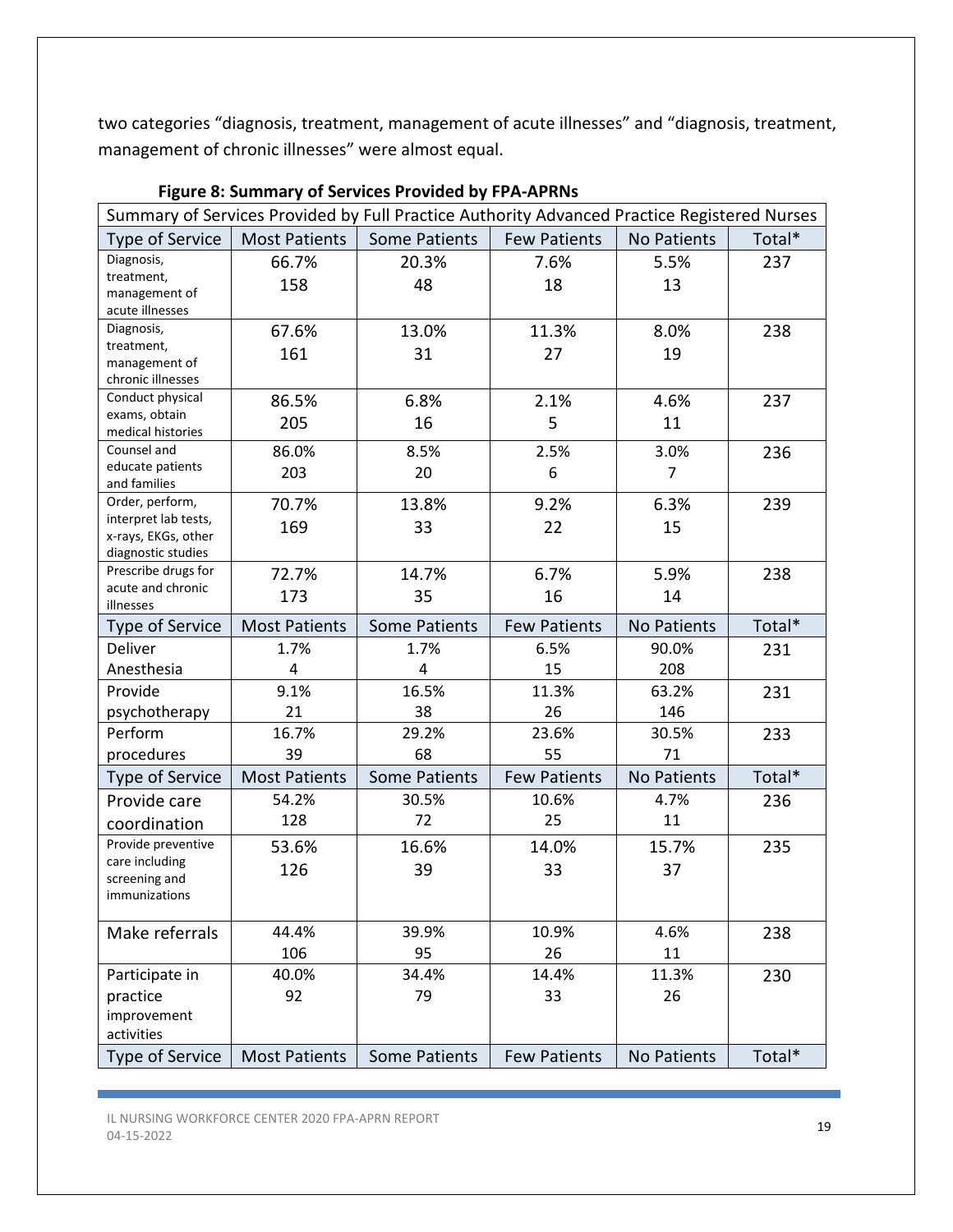two categories "diagnosis, treatment, management of acute illnesses" and "diagnosis, treatment, management of chronic illnesses" were almost equal.

**Figure 8: Summary of Services Provided by FPA-APRNs**

| Summary of Services Provided by Full Practice Authority Advanced Practice Registered Nurses | | | | | |
|---|---|---|---|---|---|
| Type of Service | Most Patients | Some Patients | Few Patients | No Patients | Total* |
| Diagnosis, treatment, management of acute illnesses | 66.7% 158 | 20.3% 48 | 7.6% 18 | 5.5% 13 | 237 |
| Diagnosis, treatment, management of chronic illnesses | 67.6% 161 | 13.0% 31 | 11.3% 27 | 8.0% 19 | 238 |
| Conduct physical exams, obtain medical histories | 86.5% 205 | 6.8% 16 | 2.1% 5 | 4.6% 11 | 237 |
| Counsel and educate patients and families | 86.0% 203 | 8.5% 20 | 2.5% 6 | 3.0% 7 | 236 |
| Order, perform, interpret lab tests, x-rays, EKGs, other diagnostic studies | 70.7% 169 | 13.8% 33 | 9.2% 22 | 6.3% 15 | 239 |
| Prescribe drugs for acute and chronic illnesses | 72.7% 173 | 14.7% 35 | 6.7% 16 | 5.9% 14 | 238 |
| Type of Service | Most Patients | Some Patients | Few Patients | No Patients | Total* |
| Deliver Anesthesia | 1.7% 4 | 1.7% 4 | 6.5% 15 | 90.0% 208 | 231 |
| Provide psychotherapy | 9.1% 21 | 16.5% 38 | 11.3% 26 | 63.2% 146 | 231 |
| Perform procedures | 16.7% 39 | 29.2% 68 | 23.6% 55 | 30.5% 71 | 233 |
| Type of Service | Most Patients | Some Patients | Few Patients | No Patients | Total* |
| Provide care coordination | 54.2% 128 | 30.5% 72 | 10.6% 25 | 4.7% 11 | 236 |
| Provide preventive care including screening and immunizations | 53.6% 126 | 16.6% 39 | 14.0% 33 | 15.7% 37 | 235 |
| Make referrals | 44.4% 106 | 39.9% 95 | 10.9% 26 | 4.6% 11 | 238 |
| Participate in practice improvement activities | 40.0% 92 | 34.4% 79 | 14.4% 33 | 11.3% 26 | 230 |
| Type of Service | Most Patients | Some Patients | Few Patients | No Patients | Total* |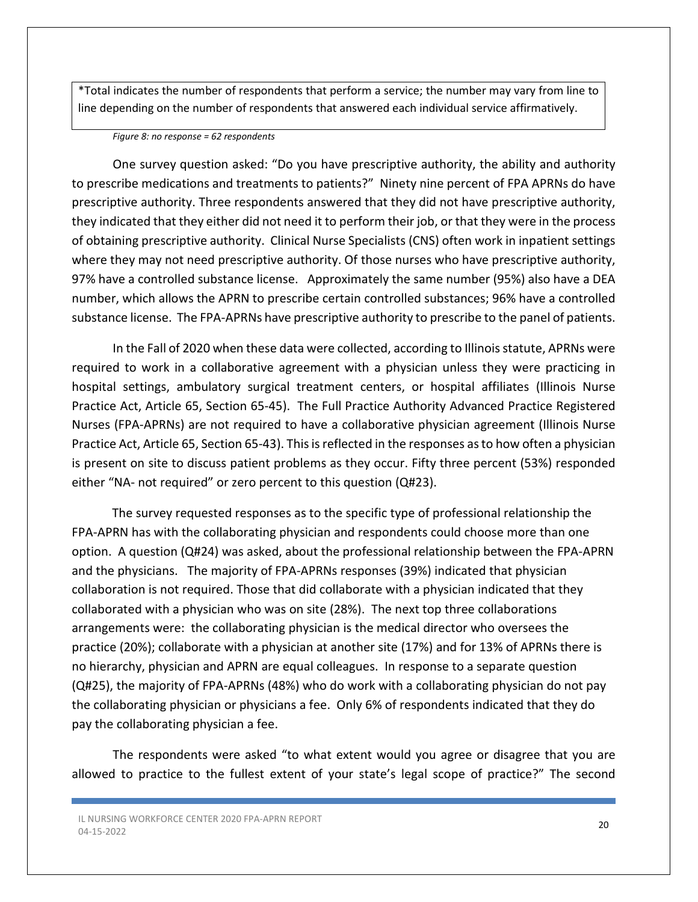*Total indicates the number of respondents that perform a service; the number may vary from line to line depending on the number of respondents that answered each individual service affirmatively.

*Figure 8: no response = 62 respondents*

One survey question asked: "Do you have prescriptive authority, the ability and authority to prescribe medications and treatments to patients?" Ninety nine percent of FPA APRNs do have prescriptive authority. Three respondents answered that they did not have prescriptive authority, they indicated that they either did not need it to perform their job, or that they were in the process of obtaining prescriptive authority. Clinical Nurse Specialists (CNS) often work in inpatient settings where they may not need prescriptive authority. Of those nurses who have prescriptive authority, 97% have a controlled substance license. Approximately the same number (95%) also have a DEA number, which allows the APRN to prescribe certain controlled substances; 96% have a controlled substance license. The FPA-APRNs have prescriptive authority to prescribe to the panel of patients.

In the Fall of 2020 when these data were collected, according to Illinois statute, APRNs were required to work in a collaborative agreement with a physician unless they were practicing in hospital settings, ambulatory surgical treatment centers, or hospital affiliates (Illinois Nurse Practice Act, Article 65, Section 65-45). The Full Practice Authority Advanced Practice Registered Nurses (FPA-APRNs) are not required to have a collaborative physician agreement (Illinois Nurse Practice Act, Article 65, Section 65-43). This is reflected in the responses as to how often a physician is present on site to discuss patient problems as they occur. Fifty three percent (53%) responded either "NA- not required" or zero percent to this question (Q#23).

The survey requested responses as to the specific type of professional relationship the FPA-APRN has with the collaborating physician and respondents could choose more than one option. A question (Q#24) was asked, about the professional relationship between the FPA-APRN and the physicians. The majority of FPA-APRNs responses (39%) indicated that physician collaboration is not required. Those that did collaborate with a physician indicated that they collaborated with a physician who was on site (28%). The next top three collaborations arrangements were: the collaborating physician is the medical director who oversees the practice (20%); collaborate with a physician at another site (17%) and for 13% of APRNs there is no hierarchy, physician and APRN are equal colleagues. In response to a separate question (Q#25), the majority of FPA-APRNs (48%) who do work with a collaborating physician do not pay the collaborating physician or physicians a fee. Only 6% of respondents indicated that they do pay the collaborating physician a fee.

The respondents were asked "to what extent would you agree or disagree that you are allowed to practice to the fullest extent of your state's legal scope of practice?" The second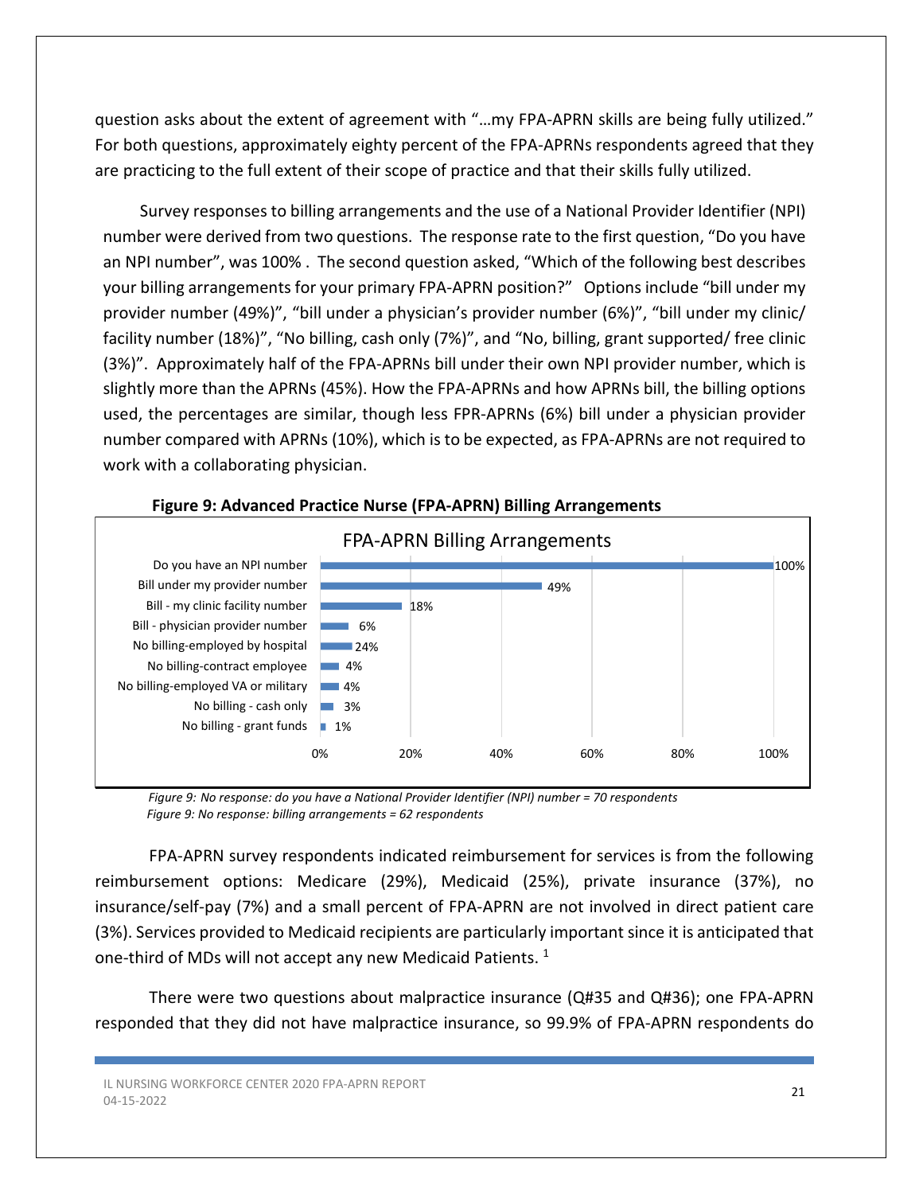question asks about the extent of agreement with "…my FPA-APRN skills are being fully utilized." For both questions, approximately eighty percent of the FPA-APRNs respondents agreed that they are practicing to the full extent of their scope of practice and that their skills fully utilized.

Survey responses to billing arrangements and the use of a National Provider Identifier (NPI) number were derived from two questions. The response rate to the first question, "Do you have an NPI number", was 100% . The second question asked, "Which of the following best describes your billing arrangements for your primary FPA-APRN position?" Options include "bill under my provider number (49%)", "bill under a physician's provider number (6%)", "bill under my clinic/ facility number (18%)", "No billing, cash only (7%)", and "No, billing, grant supported/ free clinic (3%)". Approximately half of the FPA-APRNs bill under their own NPI provider number, which is slightly more than the APRNs (45%). How the FPA-APRNs and how APRNs bill, the billing options used, the percentages are similar, though less FPR-APRNs (6%) bill under a physician provider number compared with APRNs (10%), which is to be expected, as FPA-APRNs are not required to work with a collaborating physician.

**Figure 9: Advanced Practice Nurse (FPA-APRN) Billing Arrangements**

FPA-APRN Billing Arrangements

| Item | Percent |
|---|---|
| Do you have an NPI number | 100% |
| Bill under my provider number | 49% |
| Bill - my clinic facility number | 18% |
| Bill - physician provider number | 6% |
| No billing-employed by hospital | 24% |
| No billing-contract employee | 4% |
| No billing-employed VA or military | 4% |
| No billing - cash only | 3% |
| No billing - grant funds | 1% |

*Figure 9: No response: do you have a National Provider Identifier (NPI) number = 70 respondents*
*Figure 9: No response: billing arrangements = 62 respondents*

FPA-APRN survey respondents indicated reimbursement for services is from the following reimbursement options: Medicare (29%), Medicaid (25%), private insurance (37%), no insurance/self-pay (7%) and a small percent of FPA-APRN are not involved in direct patient care (3%). Services provided to Medicaid recipients are particularly important since it is anticipated that one-third of MDs will not accept any new Medicaid Patients. [1]

There were two questions about malpractice insurance (Q#35 and Q#36); one FPA-APRN responded that they did not have malpractice insurance, so 99.9% of FPA-APRN respondents do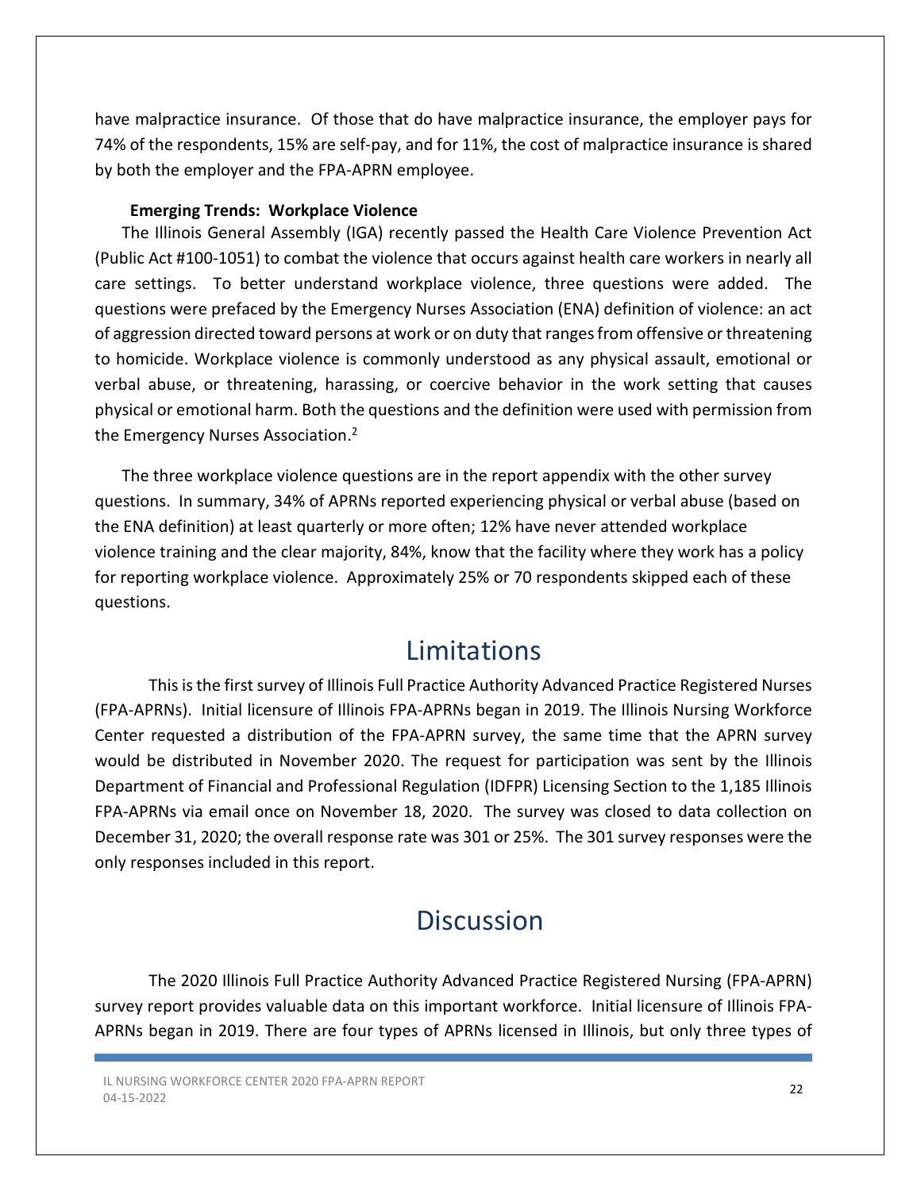have malpractice insurance. Of those that do have malpractice insurance, the employer pays for 74% of the respondents, 15% are self-pay, and for 11%, the cost of malpractice insurance is shared by both the employer and the FPA-APRN employee.

**Emerging Trends: Workplace Violence**

The Illinois General Assembly (IGA) recently passed the Health Care Violence Prevention Act (Public Act #100-1051) to combat the violence that occurs against health care workers in nearly all care settings. To better understand workplace violence, three questions were added. The questions were prefaced by the Emergency Nurses Association (ENA) definition of violence: an act of aggression directed toward persons at work or on duty that ranges from offensive or threatening to homicide. Workplace violence is commonly understood as any physical assault, emotional or verbal abuse, or threatening, harassing, or coercive behavior in the work setting that causes physical or emotional harm. Both the questions and the definition were used with permission from the Emergency Nurses Association.[2]

The three workplace violence questions are in the report appendix with the other survey questions. In summary, 34% of APRNs reported experiencing physical or verbal abuse (based on the ENA definition) at least quarterly or more often; 12% have never attended workplace violence training and the clear majority, 84%, know that the facility where they work has a policy for reporting workplace violence. Approximately 25% or 70 respondents skipped each of these questions.

# Limitations

This is the first survey of Illinois Full Practice Authority Advanced Practice Registered Nurses (FPA-APRNs). Initial licensure of Illinois FPA-APRNs began in 2019. The Illinois Nursing Workforce Center requested a distribution of the FPA-APRN survey, the same time that the APRN survey would be distributed in November 2020. The request for participation was sent by the Illinois Department of Financial and Professional Regulation (IDFPR) Licensing Section to the 1,185 Illinois FPA-APRNs via email once on November 18, 2020. The survey was closed to data collection on December 31, 2020; the overall response rate was 301 or 25%. The 301 survey responses were the only responses included in this report.

# Discussion

The 2020 Illinois Full Practice Authority Advanced Practice Registered Nursing (FPA-APRN) survey report provides valuable data on this important workforce. Initial licensure of Illinois FPA-APRNs began in 2019. There are four types of APRNs licensed in Illinois, but only three types of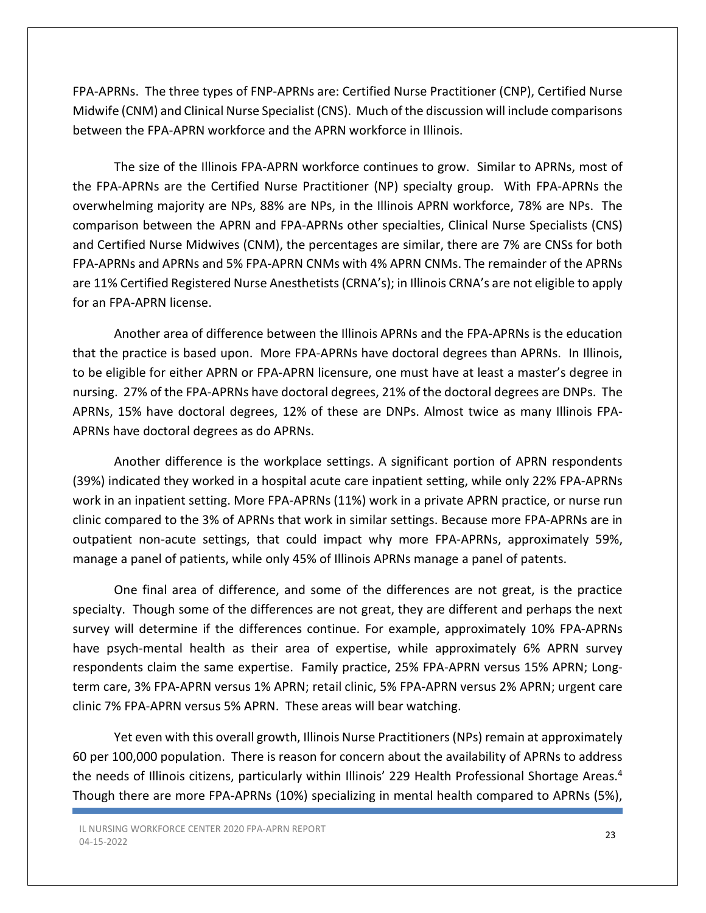FPA-APRNs. The three types of FNP-APRNs are: Certified Nurse Practitioner (CNP), Certified Nurse Midwife (CNM) and Clinical Nurse Specialist (CNS). Much of the discussion will include comparisons between the FPA-APRN workforce and the APRN workforce in Illinois.

The size of the Illinois FPA-APRN workforce continues to grow. Similar to APRNs, most of the FPA-APRNs are the Certified Nurse Practitioner (NP) specialty group. With FPA-APRNs the overwhelming majority are NPs, 88% are NPs, in the Illinois APRN workforce, 78% are NPs. The comparison between the APRN and FPA-APRNs other specialties, Clinical Nurse Specialists (CNS) and Certified Nurse Midwives (CNM), the percentages are similar, there are 7% are CNSs for both FPA-APRNs and APRNs and 5% FPA-APRN CNMs with 4% APRN CNMs. The remainder of the APRNs are 11% Certified Registered Nurse Anesthetists (CRNA's); in Illinois CRNA's are not eligible to apply for an FPA-APRN license.

Another area of difference between the Illinois APRNs and the FPA-APRNs is the education that the practice is based upon. More FPA-APRNs have doctoral degrees than APRNs. In Illinois, to be eligible for either APRN or FPA-APRN licensure, one must have at least a master's degree in nursing. 27% of the FPA-APRNs have doctoral degrees, 21% of the doctoral degrees are DNPs. The APRNs, 15% have doctoral degrees, 12% of these are DNPs. Almost twice as many Illinois FPA-APRNs have doctoral degrees as do APRNs.

Another difference is the workplace settings. A significant portion of APRN respondents (39%) indicated they worked in a hospital acute care inpatient setting, while only 22% FPA-APRNs work in an inpatient setting. More FPA-APRNs (11%) work in a private APRN practice, or nurse run clinic compared to the 3% of APRNs that work in similar settings. Because more FPA-APRNs are in outpatient non-acute settings, that could impact why more FPA-APRNs, approximately 59%, manage a panel of patients, while only 45% of Illinois APRNs manage a panel of patents.

One final area of difference, and some of the differences are not great, is the practice specialty. Though some of the differences are not great, they are different and perhaps the next survey will determine if the differences continue. For example, approximately 10% FPA-APRNs have psych-mental health as their area of expertise, while approximately 6% APRN survey respondents claim the same expertise. Family practice, 25% FPA-APRN versus 15% APRN; Long-term care, 3% FPA-APRN versus 1% APRN; retail clinic, 5% FPA-APRN versus 2% APRN; urgent care clinic 7% FPA-APRN versus 5% APRN. These areas will bear watching.

Yet even with this overall growth, Illinois Nurse Practitioners (NPs) remain at approximately 60 per 100,000 population. There is reason for concern about the availability of APRNs to address the needs of Illinois citizens, particularly within Illinois' 229 Health Professional Shortage Areas.[4] Though there are more FPA-APRNs (10%) specializing in mental health compared to APRNs (5%),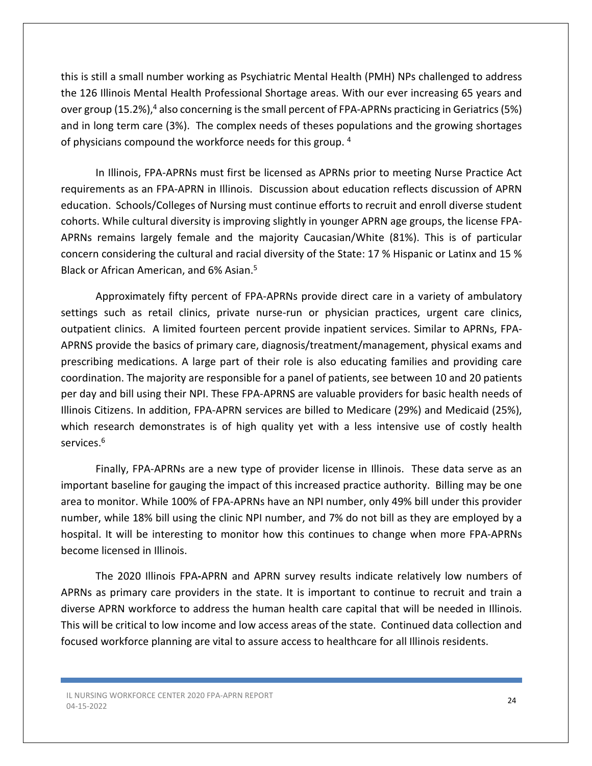this is still a small number working as Psychiatric Mental Health (PMH) NPs challenged to address the 126 Illinois Mental Health Professional Shortage areas. With our ever increasing 65 years and over group (15.2%),[4] also concerning is the small percent of FPA-APRNs practicing in Geriatrics (5%) and in long term care (3%). The complex needs of theses populations and the growing shortages of physicians compound the workforce needs for this group. [4]

In Illinois, FPA-APRNs must first be licensed as APRNs prior to meeting Nurse Practice Act requirements as an FPA-APRN in Illinois. Discussion about education reflects discussion of APRN education. Schools/Colleges of Nursing must continue efforts to recruit and enroll diverse student cohorts. While cultural diversity is improving slightly in younger APRN age groups, the license FPA-APRNs remains largely female and the majority Caucasian/White (81%). This is of particular concern considering the cultural and racial diversity of the State: 17 % Hispanic or Latinx and 15 % Black or African American, and 6% Asian.[5]

Approximately fifty percent of FPA-APRNs provide direct care in a variety of ambulatory settings such as retail clinics, private nurse-run or physician practices, urgent care clinics, outpatient clinics. A limited fourteen percent provide inpatient services. Similar to APRNs, FPA-APRNS provide the basics of primary care, diagnosis/treatment/management, physical exams and prescribing medications. A large part of their role is also educating families and providing care coordination. The majority are responsible for a panel of patients, see between 10 and 20 patients per day and bill using their NPI. These FPA-APRNS are valuable providers for basic health needs of Illinois Citizens. In addition, FPA-APRN services are billed to Medicare (29%) and Medicaid (25%), which research demonstrates is of high quality yet with a less intensive use of costly health services.[6]

Finally, FPA-APRNs are a new type of provider license in Illinois. These data serve as an important baseline for gauging the impact of this increased practice authority. Billing may be one area to monitor. While 100% of FPA-APRNs have an NPI number, only 49% bill under this provider number, while 18% bill using the clinic NPI number, and 7% do not bill as they are employed by a hospital. It will be interesting to monitor how this continues to change when more FPA-APRNs become licensed in Illinois.

The 2020 Illinois FPA-APRN and APRN survey results indicate relatively low numbers of APRNs as primary care providers in the state. It is important to continue to recruit and train a diverse APRN workforce to address the human health care capital that will be needed in Illinois. This will be critical to low income and low access areas of the state. Continued data collection and focused workforce planning are vital to assure access to healthcare for all Illinois residents.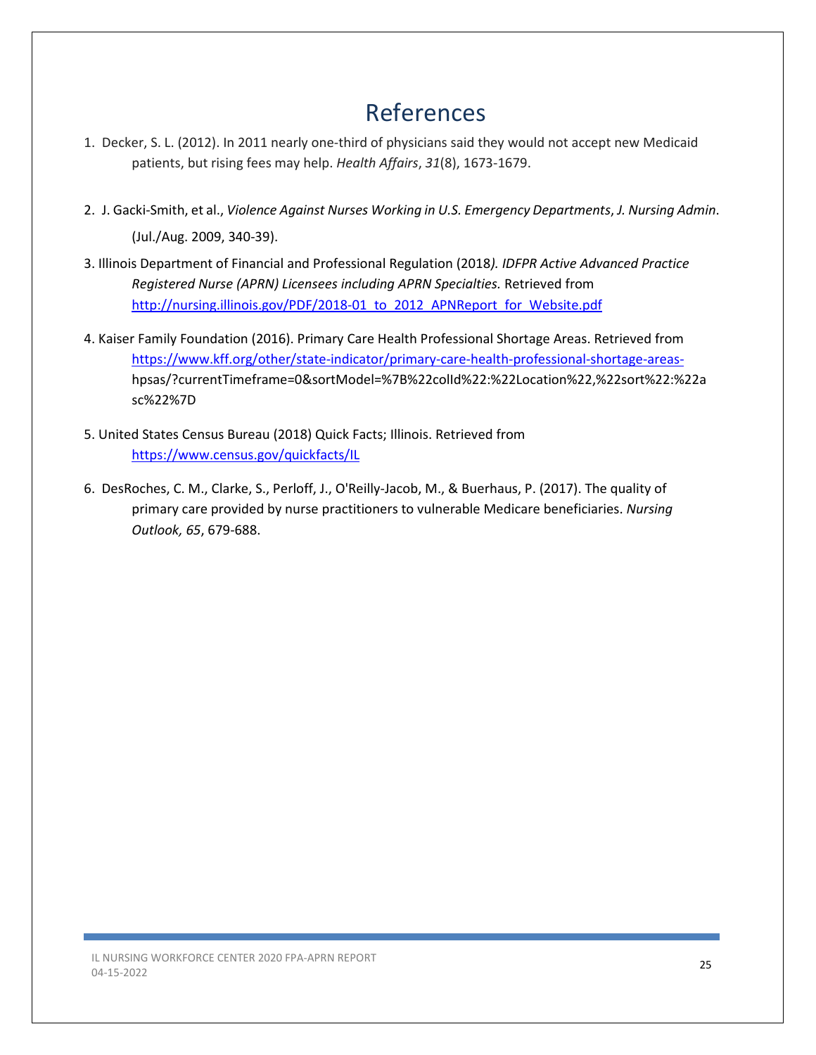# References

1. Decker, S. L. (2012). In 2011 nearly one-third of physicians said they would not accept new Medicaid patients, but rising fees may help. *Health Affairs*, *31*(8), 1673-1679.

2. J. Gacki-Smith, et al., *Violence Against Nurses Working in U.S. Emergency Departments*, *J. Nursing Admin*. (Jul./Aug. 2009, 340-39).

3. Illinois Department of Financial and Professional Regulation (2018*). IDFPR Active Advanced Practice Registered Nurse (APRN) Licensees including APRN Specialties.* Retrieved from http://nursing.illinois.gov/PDF/2018-01_to_2012_APNReport_for_Website.pdf

4. Kaiser Family Foundation (2016). Primary Care Health Professional Shortage Areas. Retrieved from https://www.kff.org/other/state-indicator/primary-care-health-professional-shortage-areas-hpsas/?currentTimeframe=0&sortModel=%7B%22colId%22:%22Location%22,%22sort%22:%22asc%22%7D

5. United States Census Bureau (2018) Quick Facts; Illinois. Retrieved from https://www.census.gov/quickfacts/IL

6. DesRoches, C. M., Clarke, S., Perloff, J., O'Reilly-Jacob, M., & Buerhaus, P. (2017). The quality of primary care provided by nurse practitioners to vulnerable Medicare beneficiaries. *Nursing Outlook, 65*, 679-688.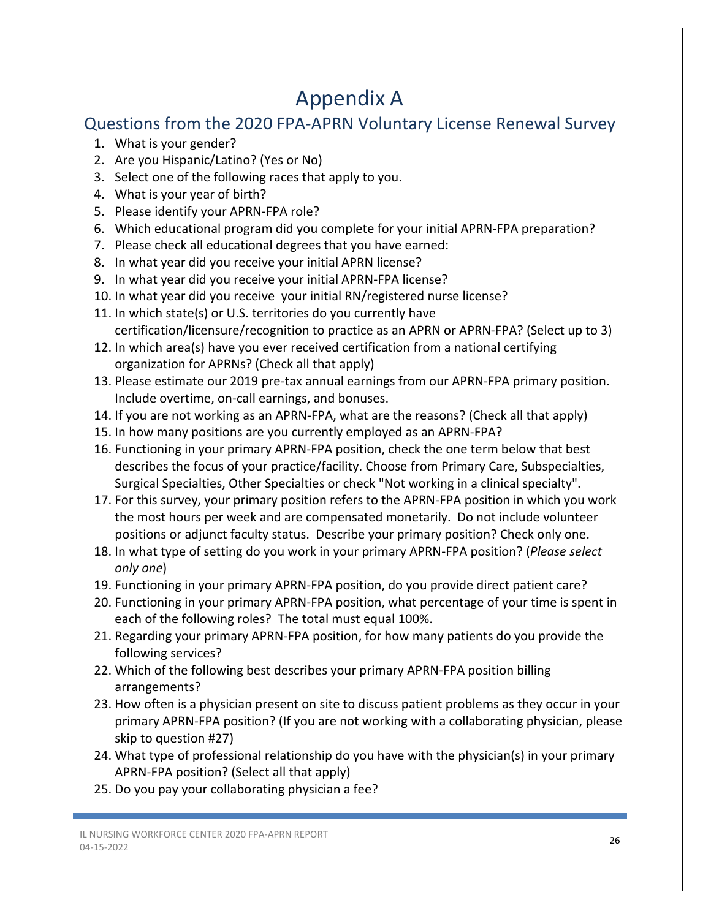# Appendix A

## Questions from the 2020 FPA-APRN Voluntary License Renewal Survey

1. What is your gender?
2. Are you Hispanic/Latino? (Yes or No)
3. Select one of the following races that apply to you.
4. What is your year of birth?
5. Please identify your APRN-FPA role?
6. Which educational program did you complete for your initial APRN-FPA preparation?
7. Please check all educational degrees that you have earned:
8. In what year did you receive your initial APRN license?
9. In what year did you receive your initial APRN-FPA license?
10. In what year did you receive your initial RN/registered nurse license?
11. In which state(s) or U.S. territories do you currently have certification/licensure/recognition to practice as an APRN or APRN-FPA? (Select up to 3)
12. In which area(s) have you ever received certification from a national certifying organization for APRNs? (Check all that apply)
13. Please estimate our 2019 pre-tax annual earnings from our APRN-FPA primary position. Include overtime, on-call earnings, and bonuses.
14. If you are not working as an APRN-FPA, what are the reasons? (Check all that apply)
15. In how many positions are you currently employed as an APRN-FPA?
16. Functioning in your primary APRN-FPA position, check the one term below that best describes the focus of your practice/facility. Choose from Primary Care, Subspecialties, Surgical Specialties, Other Specialties or check "Not working in a clinical specialty".
17. For this survey, your primary position refers to the APRN-FPA position in which you work the most hours per week and are compensated monetarily. Do not include volunteer positions or adjunct faculty status. Describe your primary position? Check only one.
18. In what type of setting do you work in your primary APRN-FPA position? (*Please select only one*)
19. Functioning in your primary APRN-FPA position, do you provide direct patient care?
20. Functioning in your primary APRN-FPA position, what percentage of your time is spent in each of the following roles? The total must equal 100%.
21. Regarding your primary APRN-FPA position, for how many patients do you provide the following services?
22. Which of the following best describes your primary APRN-FPA position billing arrangements?
23. How often is a physician present on site to discuss patient problems as they occur in your primary APRN-FPA position? (If you are not working with a collaborating physician, please skip to question #27)
24. What type of professional relationship do you have with the physician(s) in your primary APRN-FPA position? (Select all that apply)
25. Do you pay your collaborating physician a fee?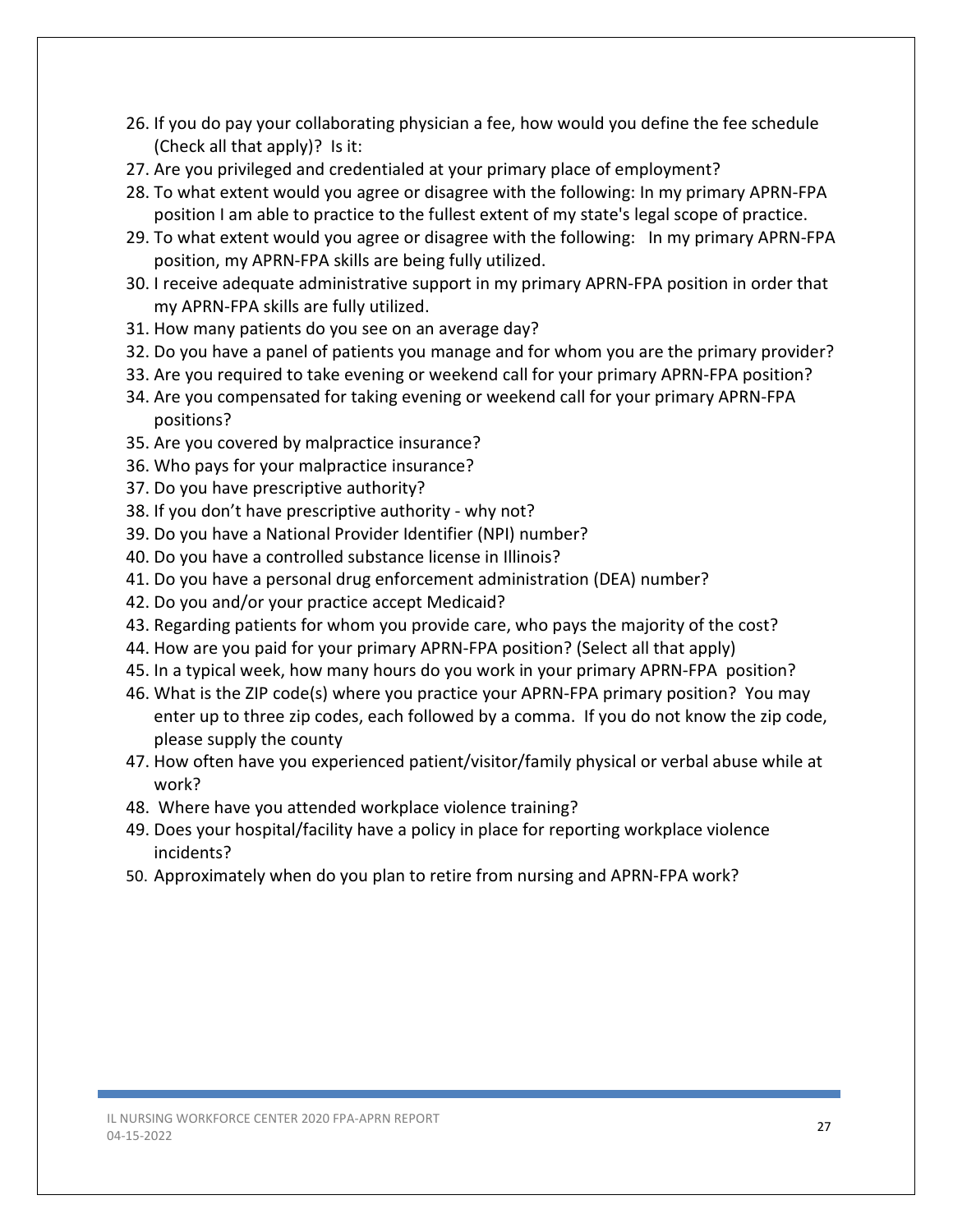26. If you do pay your collaborating physician a fee, how would you define the fee schedule (Check all that apply)? Is it:
27. Are you privileged and credentialed at your primary place of employment?
28. To what extent would you agree or disagree with the following: In my primary APRN-FPA position I am able to practice to the fullest extent of my state's legal scope of practice.
29. To what extent would you agree or disagree with the following: In my primary APRN-FPA position, my APRN-FPA skills are being fully utilized.
30. I receive adequate administrative support in my primary APRN-FPA position in order that my APRN-FPA skills are fully utilized.
31. How many patients do you see on an average day?
32. Do you have a panel of patients you manage and for whom you are the primary provider?
33. Are you required to take evening or weekend call for your primary APRN-FPA position?
34. Are you compensated for taking evening or weekend call for your primary APRN-FPA positions?
35. Are you covered by malpractice insurance?
36. Who pays for your malpractice insurance?
37. Do you have prescriptive authority?
38. If you don't have prescriptive authority - why not?
39. Do you have a National Provider Identifier (NPI) number?
40. Do you have a controlled substance license in Illinois?
41. Do you have a personal drug enforcement administration (DEA) number?
42. Do you and/or your practice accept Medicaid?
43. Regarding patients for whom you provide care, who pays the majority of the cost?
44. How are you paid for your primary APRN-FPA position? (Select all that apply)
45. In a typical week, how many hours do you work in your primary APRN-FPA position?
46. What is the ZIP code(s) where you practice your APRN-FPA primary position? You may enter up to three zip codes, each followed by a comma. If you do not know the zip code, please supply the county
47. How often have you experienced patient/visitor/family physical or verbal abuse while at work?
48. Where have you attended workplace violence training?
49. Does your hospital/facility have a policy in place for reporting workplace violence incidents?
50. Approximately when do you plan to retire from nursing and APRN-FPA work?